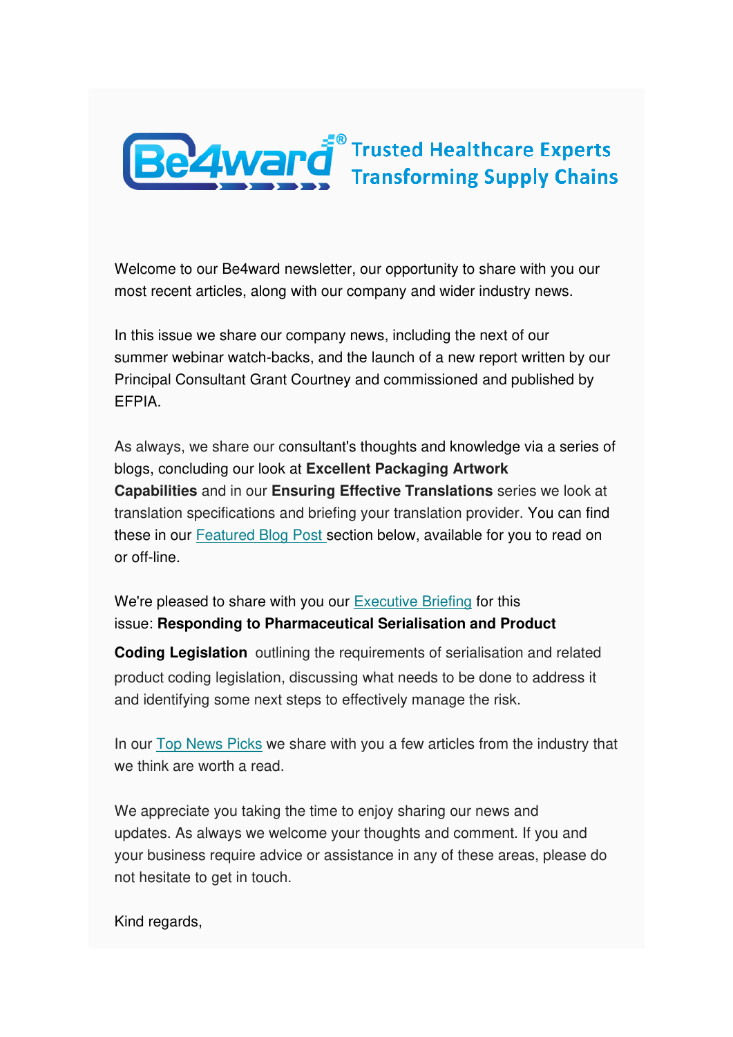Be4ward® Trusted Healthcare Experts Transforming Supply Chains

Welcome to our Be4ward newsletter, our opportunity to share with you our most recent articles, along with our company and wider industry news.

In this issue we share our company news, including the next of our summer webinar watch-backs, and the launch of a new report written by our Principal Consultant Grant Courtney and commissioned and published by EFPIA.

As always, we share our consultant's thoughts and knowledge via a series of blogs, concluding our look at **Excellent Packaging Artwork Capabilities** and in our **Ensuring Effective Translations** series we look at translation specifications and briefing your translation provider. You can find these in our Featured Blog Post section below, available for you to read on or off-line.

We're pleased to share with you our Executive Briefing for this issue: **Responding to Pharmaceutical Serialisation and Product Coding Legislation** outlining the requirements of serialisation and related product coding legislation, discussing what needs to be done to address it and identifying some next steps to effectively manage the risk.

In our Top News Picks we share with you a few articles from the industry that we think are worth a read.

We appreciate you taking the time to enjoy sharing our news and updates. As always we welcome your thoughts and comment. If you and your business require advice or assistance in any of these areas, please do not hesitate to get in touch.

Kind regards,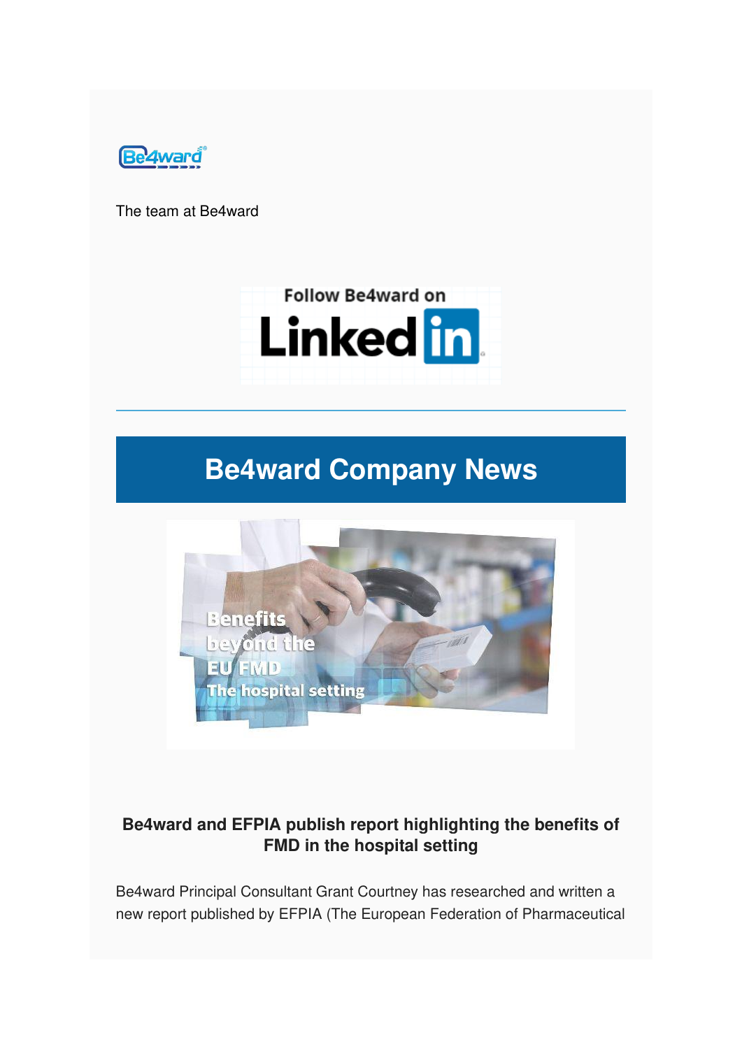The team at Be4ward

Follow Be4ward on LinkedIn

# Be4ward Company News

### Be4ward and EFPIA publish report highlighting the benefits of FMD in the hospital setting

Be4ward Principal Consultant Grant Courtney has researched and written a new report published by EFPIA (The European Federation of Pharmaceutical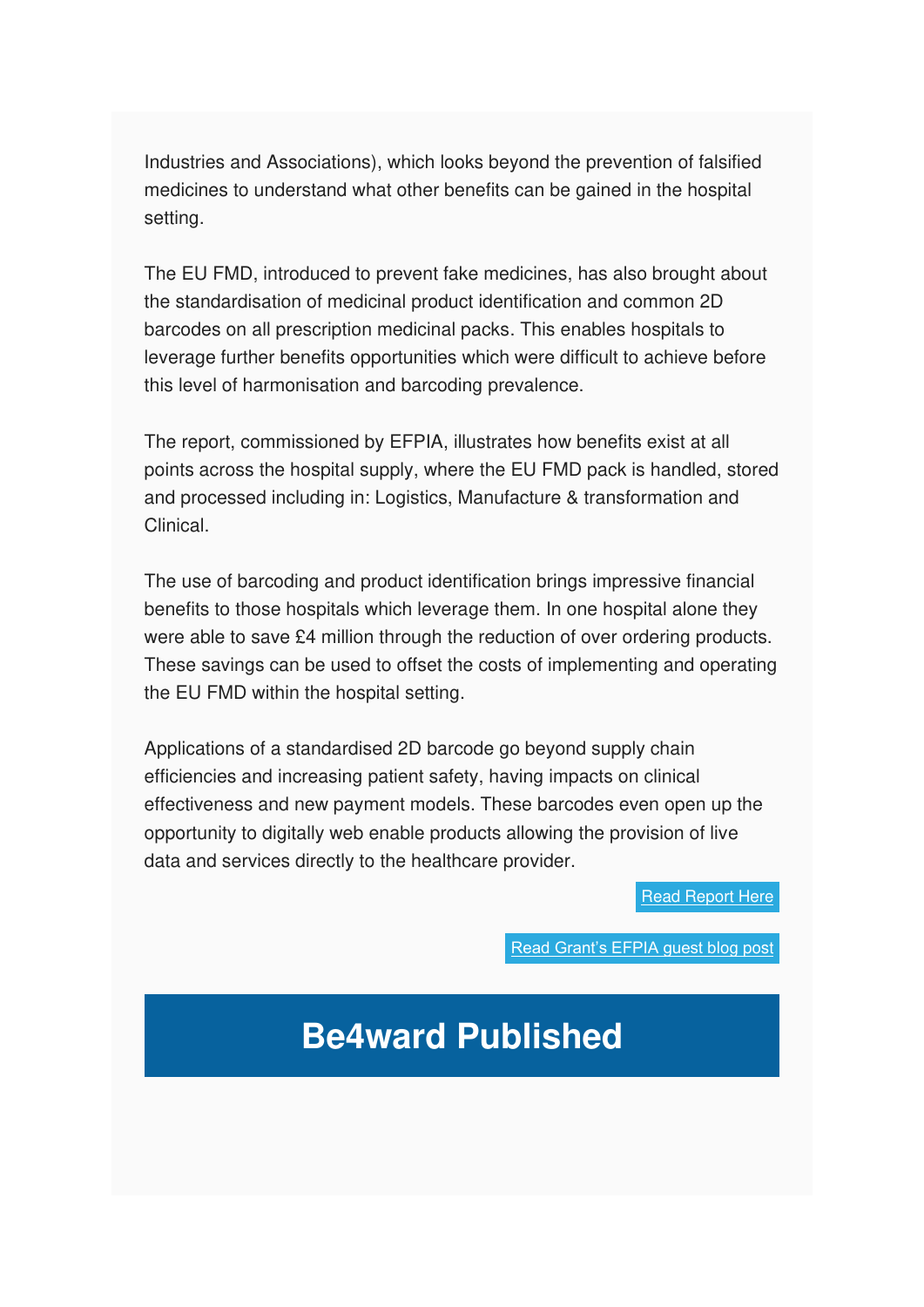Industries and Associations), which looks beyond the prevention of falsified medicines to understand what other benefits can be gained in the hospital setting.

The EU FMD, introduced to prevent fake medicines, has also brought about the standardisation of medicinal product identification and common 2D barcodes on all prescription medicinal packs. This enables hospitals to leverage further benefits opportunities which were difficult to achieve before this level of harmonisation and barcoding prevalence.

The report, commissioned by EFPIA, illustrates how benefits exist at all points across the hospital supply, where the EU FMD pack is handled, stored and processed including in: Logistics, Manufacture & transformation and Clinical.

The use of barcoding and product identification brings impressive financial benefits to those hospitals which leverage them. In one hospital alone they were able to save £4 million through the reduction of over ordering products. These savings can be used to offset the costs of implementing and operating the EU FMD within the hospital setting.

Applications of a standardised 2D barcode go beyond supply chain efficiencies and increasing patient safety, having impacts on clinical effectiveness and new payment models. These barcodes even open up the opportunity to digitally web enable products allowing the provision of live data and services directly to the healthcare provider.

Read Report Here

Read Grant's EFPIA guest blog post

# Be4ward Published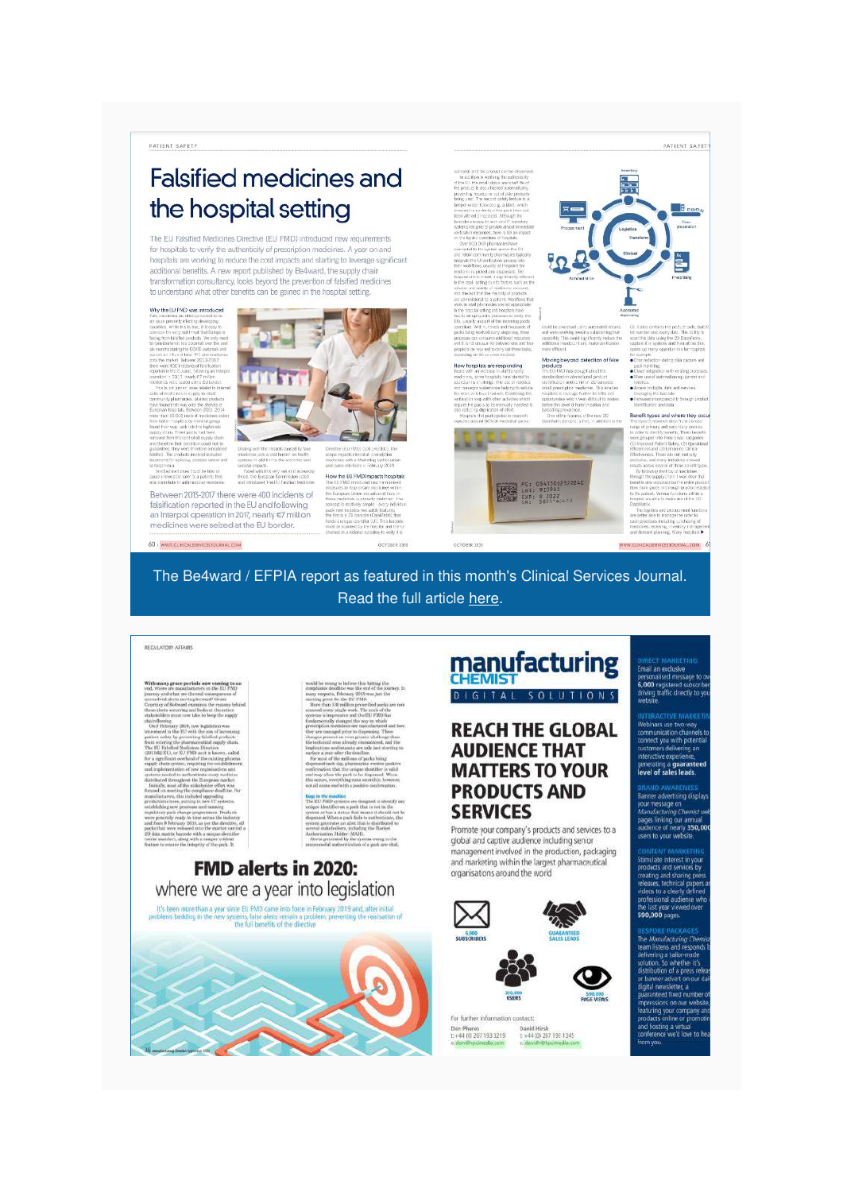# Falsified medicines and the hospital setting

The EU Falsified Medicines Directive (EU FMD) introduced new requirements for hospitals to verify the authenticity of prescription medicines. A year on and hospitals are working to reduce the cost impacts and starting to leverage significant additional benefits. A new report published by Be4ward, the supply chain transformation consultancy, looks beyond the prevention of falsified medicines to understand what other benefits can be gained in the hospital setting.

Between 2013-2017 there were 400 incidents of falsification reported in the EU and following an Interpol operation in 2017, nearly €7 million medicines were seized at the EU border.

The Be4ward / EFPIA report as featured in this month's Clinical Services Journal. Read the full article here.

# FMD alerts in 2020: where we are a year into legislation

It's been more than a year since EU FMD came into force in February 2019 and, after initial problems bedding in the new systems, false alerts remain a problem, preventing the realisation of the full benefits of the directive

# manufacturing CHEMIST

DIGITAL SOLUTIONS

## REACH THE GLOBAL AUDIENCE THAT MATTERS TO YOUR PRODUCTS AND SERVICES

Promote your company's products and services to a global and captive audience including senior management involved in the production, packaging and marketing within the largest pharmaceutical organisations around the world

- 6,000 SUBSCRIBERS
- GUARANTEED SALES LEADS
- 350,000 USERS
- 590,000 PAGE VIEWS

For further information contact:

Don Phares
t: +44 (0) 207 193 3219
e: don@hpcimedia.com

David Hirsh
t: +44 (0) 207 193 1345
e: david@hpcimedia.com

**DIRECT MARKETING**
Email an exclusive personalised message to over 6,000 registered subscribers driving traffic directly to your website.

**INTERACTIVE MARKETING**
Webinars use two-way communication channels to connect you with potential customers delivering an interactive experience, generating a **guaranteed level of sales leads**.

**BRAND AWARENESS**
Banner advertising displays your message on *Manufacturing Chemist* web pages linking our annual audience of nearly **350,000** users to your website.

**CONTENT MARKETING**
Stimulate interest in your products and services by creating and sharing press releases, technical papers and videos to a clearly defined professional audience who the last year viewed over **590,000** pages.

**BESPOKE PACKAGES**
The *Manufacturing Chemist* team listens and responds by delivering a tailor-made solution. So whether it's distribution of a press release or banner advert on our daily digital newsletter, a guaranteed fixed number of impressions on our website, featuring your company and products online or promoting and hosting a virtual conference we'd love to hear from you.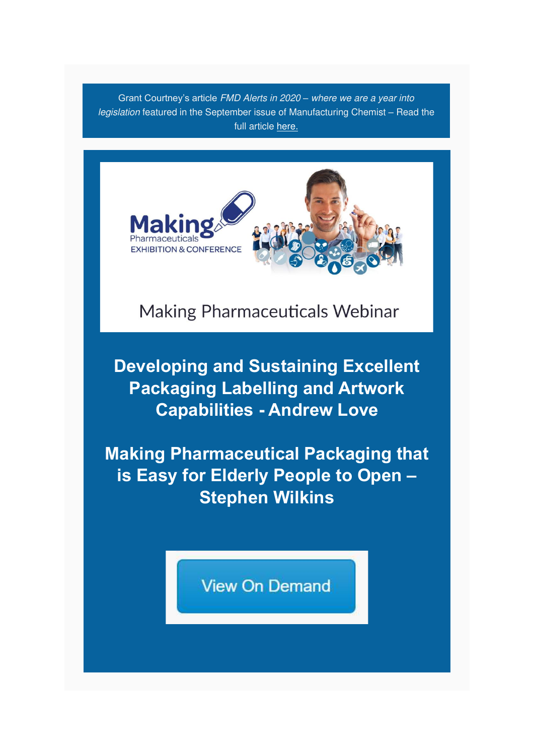Grant Courtney's article *FMD Alerts in 2020 – where we are a year into legislation* featured in the September issue of Manufacturing Chemist – Read the full article here.

Making Pharmaceuticals EXHIBITION & CONFERENCE

Making Pharmaceuticals Webinar

## Developing and Sustaining Excellent Packaging Labelling and Artwork Capabilities - Andrew Love

## Making Pharmaceutical Packaging that is Easy for Elderly People to Open – Stephen Wilkins

View On Demand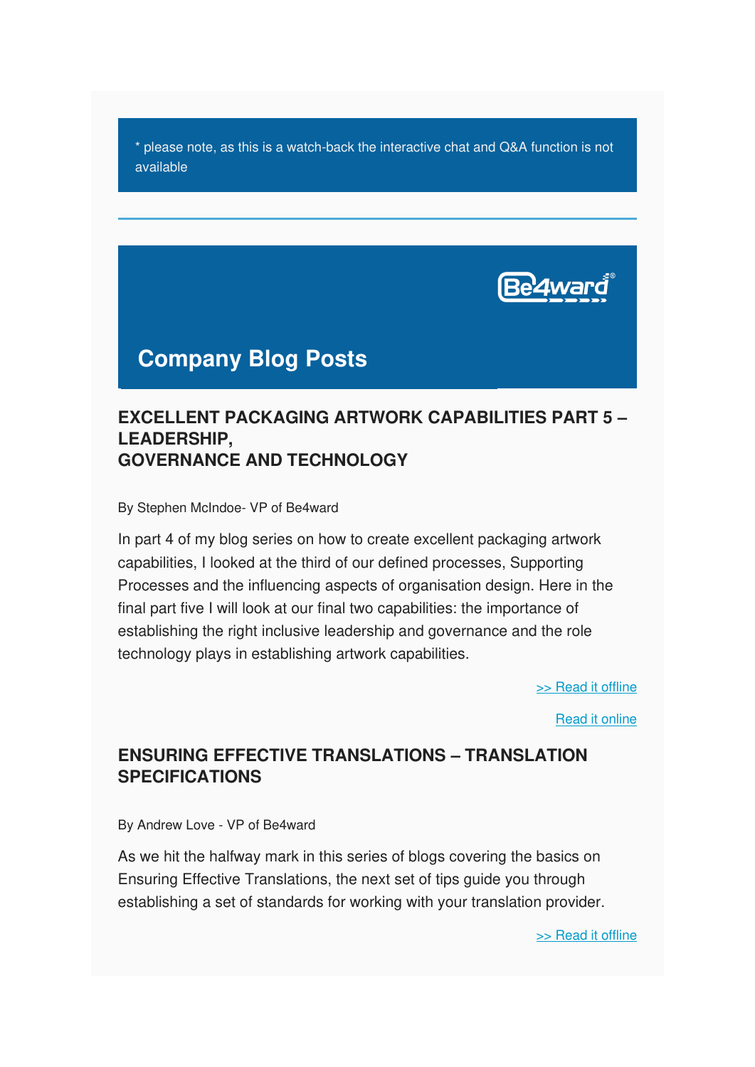* please note, as this is a watch-back the interactive chat and Q&A function is not available

---

## Company Blog Posts

### EXCELLENT PACKAGING ARTWORK CAPABILITIES PART 5 – LEADERSHIP, GOVERNANCE AND TECHNOLOGY

By Stephen McIndoe- VP of Be4ward

In part 4 of my blog series on how to create excellent packaging artwork capabilities, I looked at the third of our defined processes, Supporting Processes and the influencing aspects of organisation design. Here in the final part five I will look at our final two capabilities: the importance of establishing the right inclusive leadership and governance and the role technology plays in establishing artwork capabilities.

>> Read it offline

Read it online

### ENSURING EFFECTIVE TRANSLATIONS – TRANSLATION SPECIFICATIONS

By Andrew Love - VP of Be4ward

As we hit the halfway mark in this series of blogs covering the basics on Ensuring Effective Translations, the next set of tips guide you through establishing a set of standards for working with your translation provider.

>> Read it offline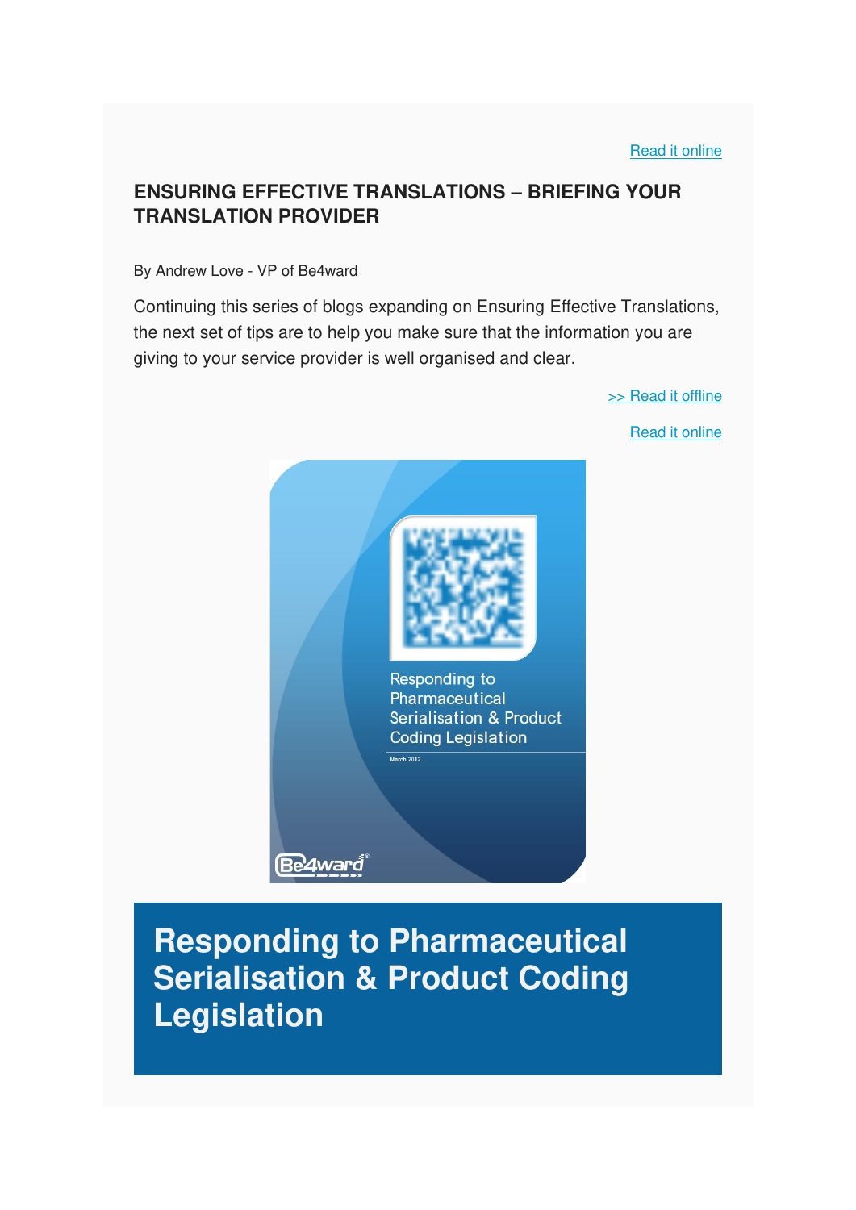Read it online

## ENSURING EFFECTIVE TRANSLATIONS – BRIEFING YOUR TRANSLATION PROVIDER

By Andrew Love - VP of Be4ward

Continuing this series of blogs expanding on Ensuring Effective Translations, the next set of tips are to help you make sure that the information you are giving to your service provider is well organised and clear.

>> Read it offline

Read it online

# Responding to Pharmaceutical Serialisation & Product Coding Legislation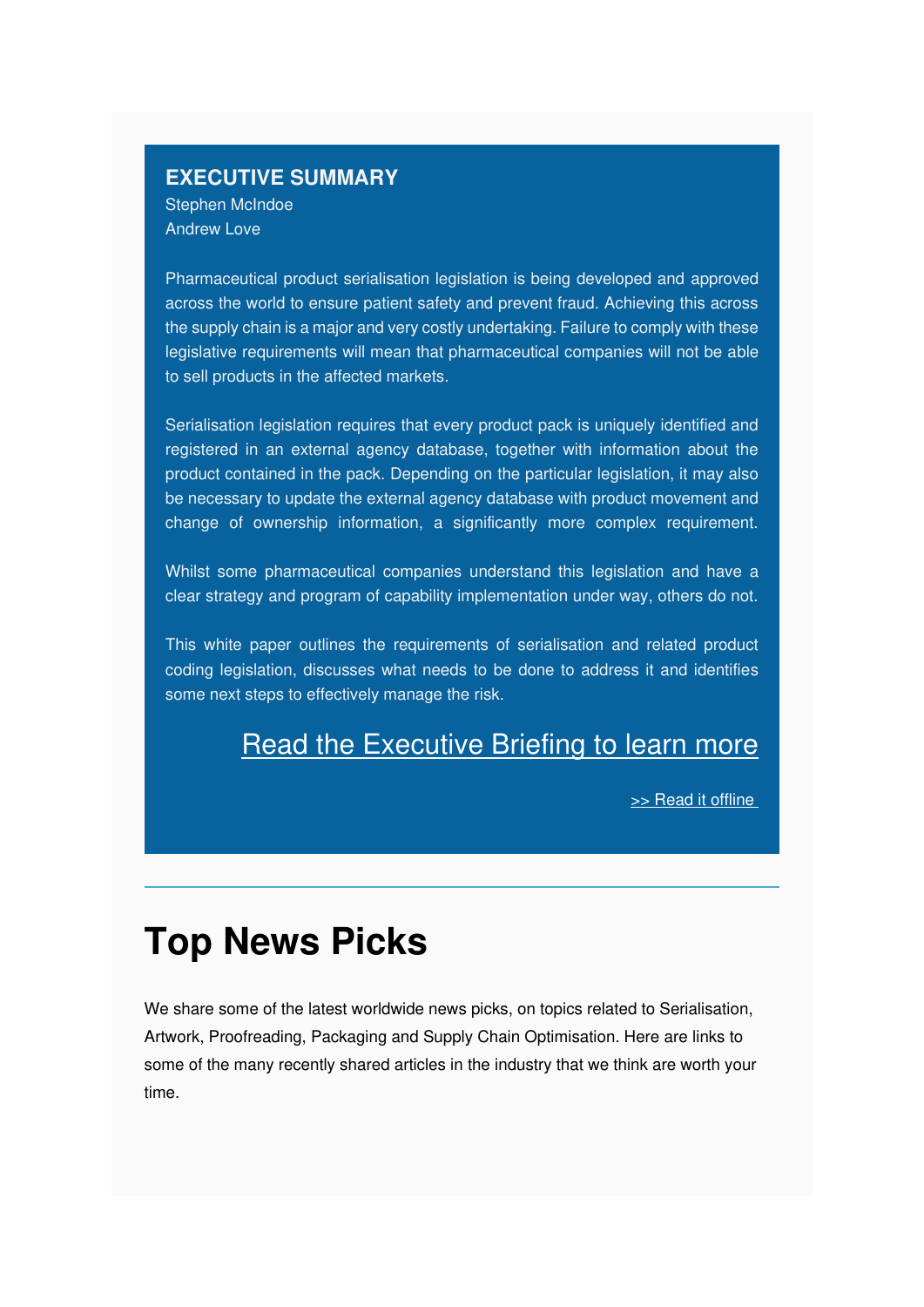**EXECUTIVE SUMMARY**

Stephen McIndoe
Andrew Love

Pharmaceutical product serialisation legislation is being developed and approved across the world to ensure patient safety and prevent fraud. Achieving this across the supply chain is a major and very costly undertaking. Failure to comply with these legislative requirements will mean that pharmaceutical companies will not be able to sell products in the affected markets.

Serialisation legislation requires that every product pack is uniquely identified and registered in an external agency database, together with information about the product contained in the pack. Depending on the particular legislation, it may also be necessary to update the external agency database with product movement and change of ownership information, a significantly more complex requirement.

Whilst some pharmaceutical companies understand this legislation and have a clear strategy and program of capability implementation under way, others do not.

This white paper outlines the requirements of serialisation and related product coding legislation, discusses what needs to be done to address it and identifies some next steps to effectively manage the risk.

Read the Executive Briefing to learn more

>> Read it offline

---

# Top News Picks

We share some of the latest worldwide news picks, on topics related to Serialisation, Artwork, Proofreading, Packaging and Supply Chain Optimisation. Here are links to some of the many recently shared articles in the industry that we think are worth your time.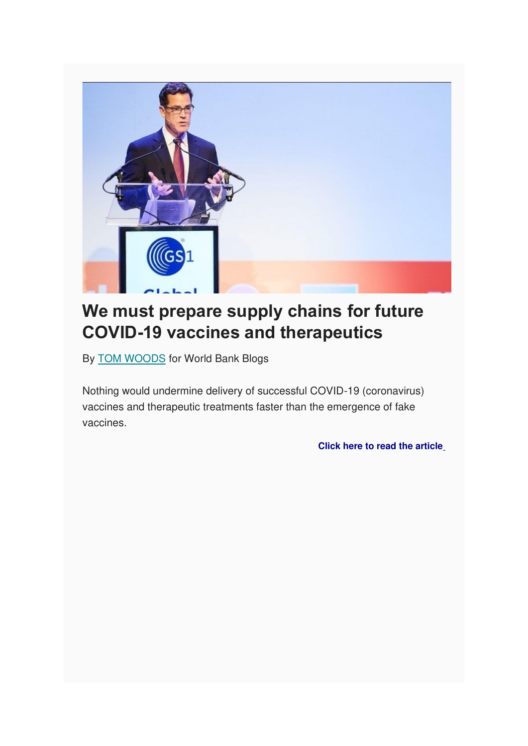# We must prepare supply chains for future COVID-19 vaccines and therapeutics

By TOM WOODS for World Bank Blogs

Nothing would undermine delivery of successful COVID-19 (coronavirus) vaccines and therapeutic treatments faster than the emergence of fake vaccines.

**Click here to read the article**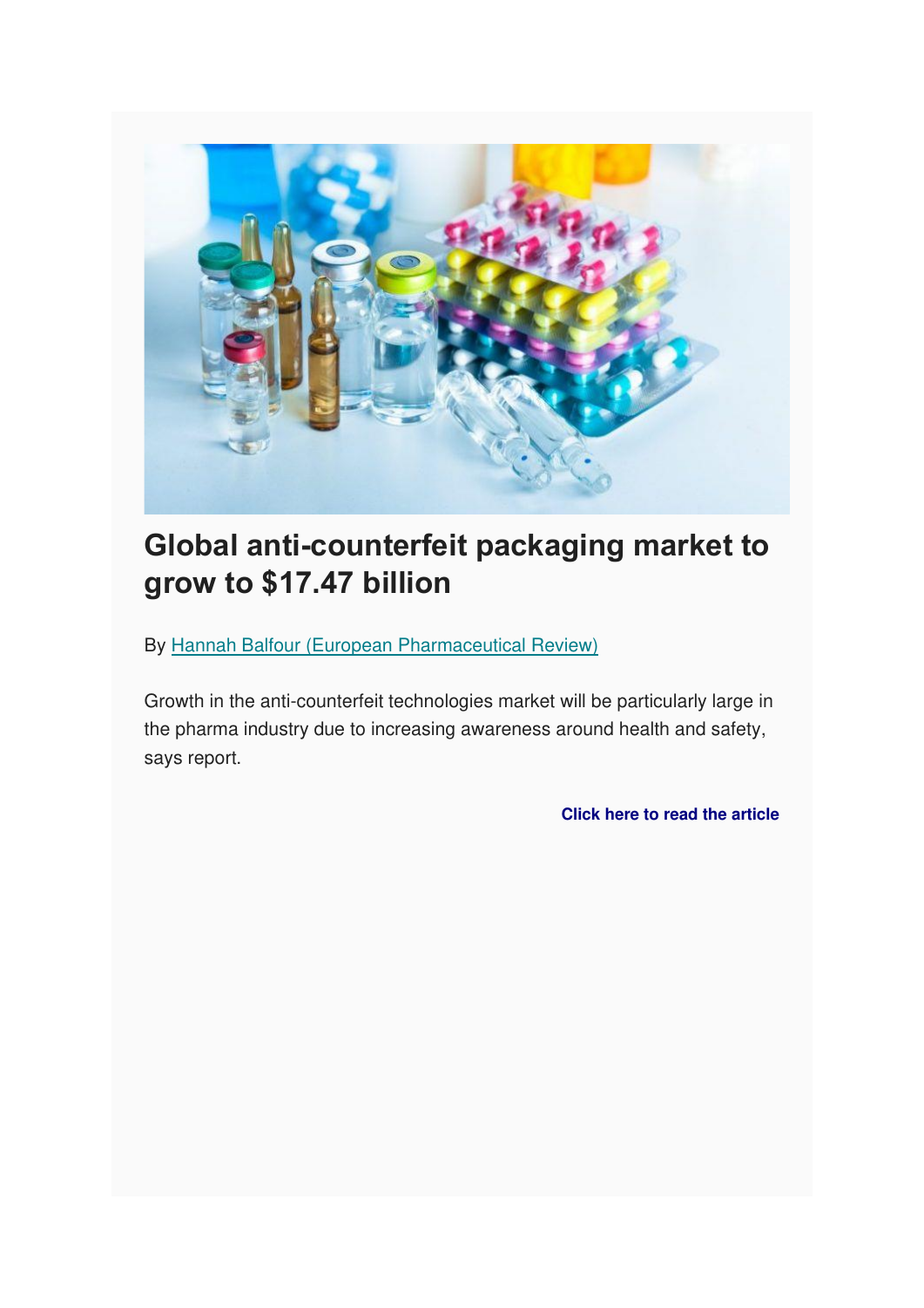# Global anti-counterfeit packaging market to grow to $17.47 billion

By Hannah Balfour (European Pharmaceutical Review)

Growth in the anti-counterfeit technologies market will be particularly large in the pharma industry due to increasing awareness around health and safety, says report.

**Click here to read the article**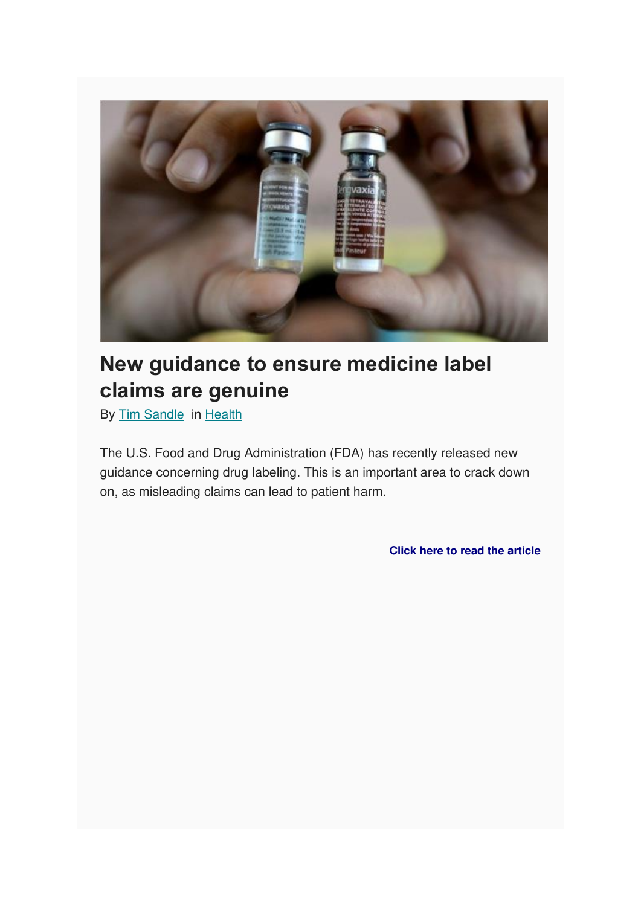# New guidance to ensure medicine label claims are genuine

By Tim Sandle in Health

The U.S. Food and Drug Administration (FDA) has recently released new guidance concerning drug labeling. This is an important area to crack down on, as misleading claims can lead to patient harm.

**Click here to read the article**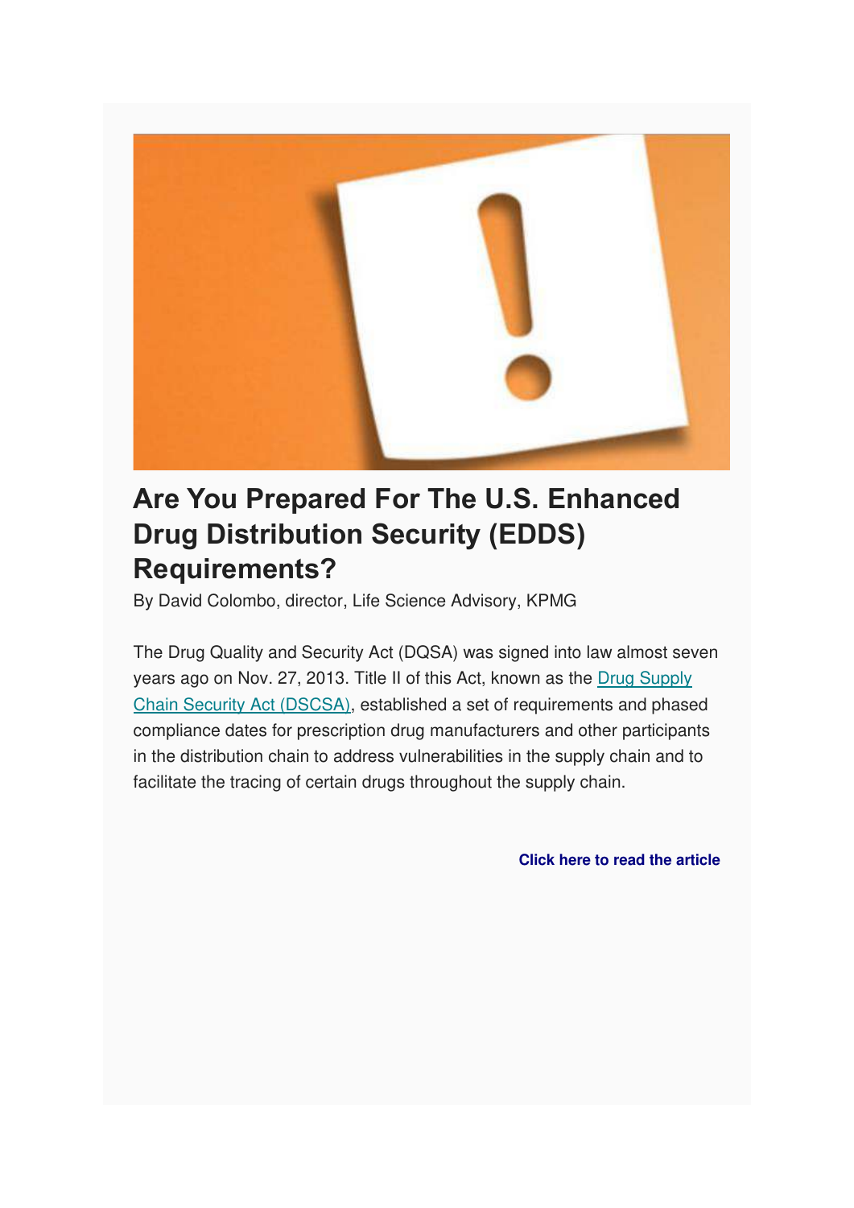# Are You Prepared For The U.S. Enhanced Drug Distribution Security (EDDS) Requirements?

By David Colombo, director, Life Science Advisory, KPMG

The Drug Quality and Security Act (DQSA) was signed into law almost seven years ago on Nov. 27, 2013. Title II of this Act, known as the Drug Supply Chain Security Act (DSCSA), established a set of requirements and phased compliance dates for prescription drug manufacturers and other participants in the distribution chain to address vulnerabilities in the supply chain and to facilitate the tracing of certain drugs throughout the supply chain.

**Click here to read the article**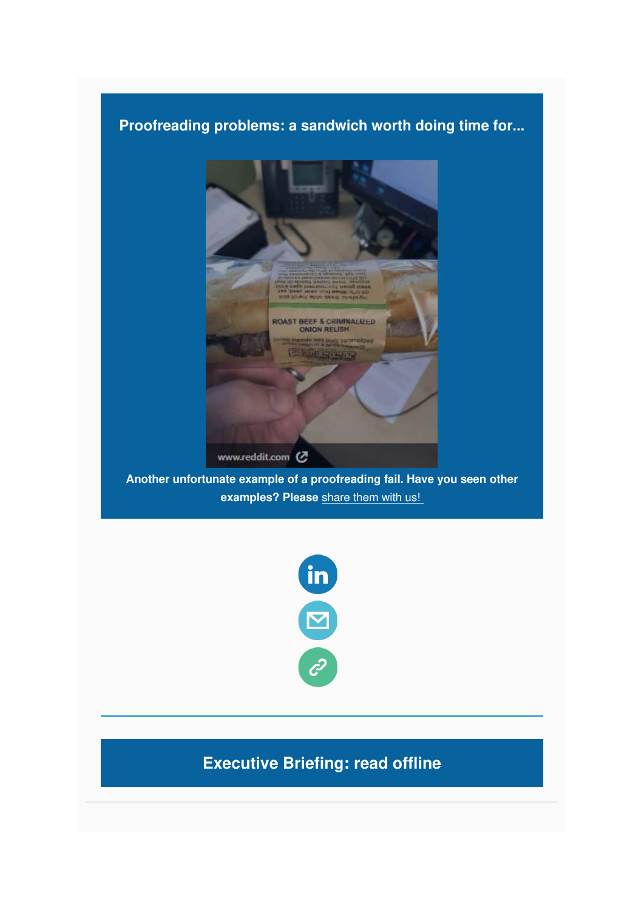## Proofreading problems: a sandwich worth doing time for...

**Another unfortunate example of a proofreading fail. Have you seen other examples? Please** share them with us!

## Executive Briefing: read offline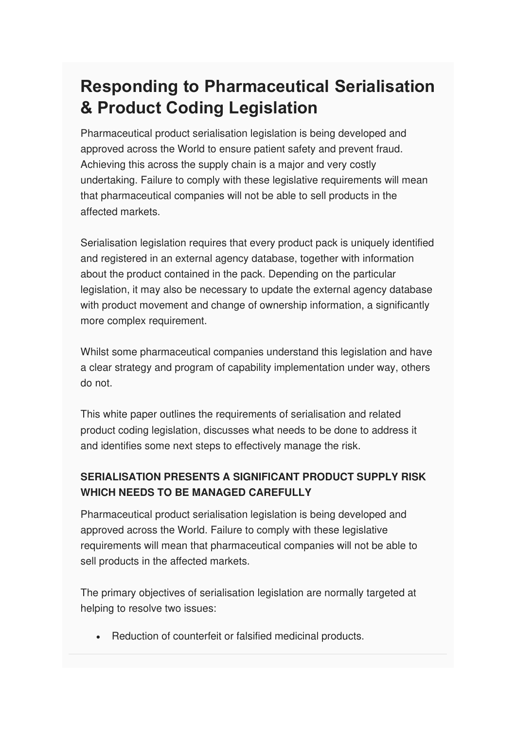# Responding to Pharmaceutical Serialisation & Product Coding Legislation

Pharmaceutical product serialisation legislation is being developed and approved across the World to ensure patient safety and prevent fraud. Achieving this across the supply chain is a major and very costly undertaking. Failure to comply with these legislative requirements will mean that pharmaceutical companies will not be able to sell products in the affected markets.

Serialisation legislation requires that every product pack is uniquely identified and registered in an external agency database, together with information about the product contained in the pack. Depending on the particular legislation, it may also be necessary to update the external agency database with product movement and change of ownership information, a significantly more complex requirement.

Whilst some pharmaceutical companies understand this legislation and have a clear strategy and program of capability implementation under way, others do not.

This white paper outlines the requirements of serialisation and related product coding legislation, discusses what needs to be done to address it and identifies some next steps to effectively manage the risk.

### SERIALISATION PRESENTS A SIGNIFICANT PRODUCT SUPPLY RISK WHICH NEEDS TO BE MANAGED CAREFULLY

Pharmaceutical product serialisation legislation is being developed and approved across the World. Failure to comply with these legislative requirements will mean that pharmaceutical companies will not be able to sell products in the affected markets.

The primary objectives of serialisation legislation are normally targeted at helping to resolve two issues:

- Reduction of counterfeit or falsified medicinal products.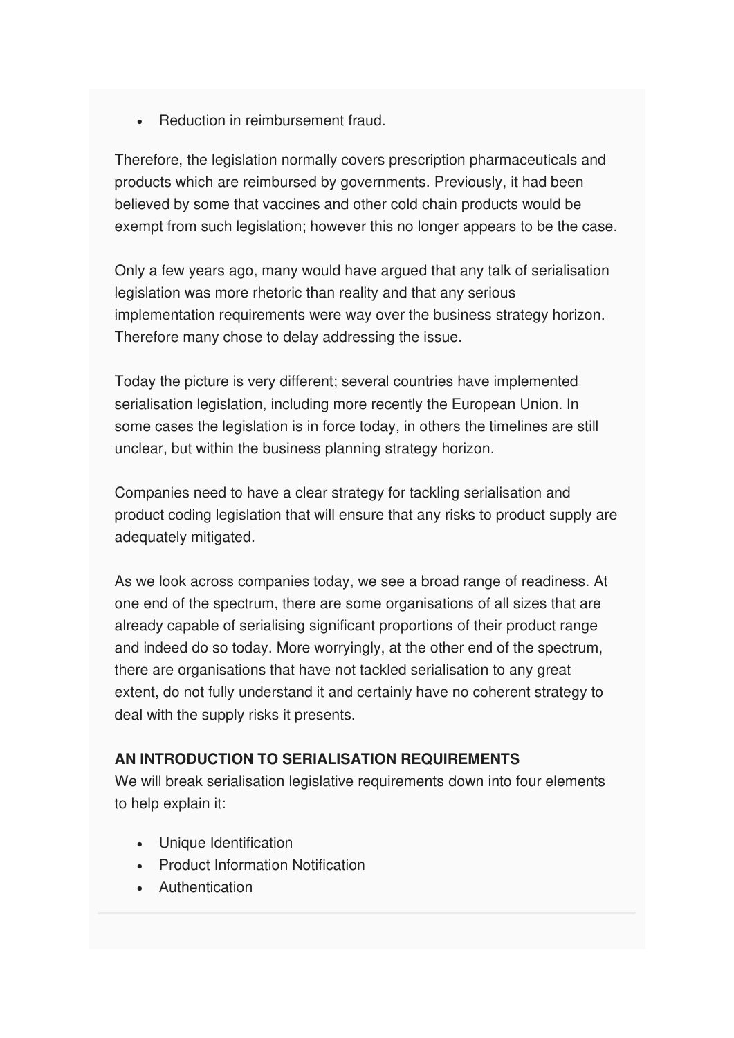- Reduction in reimbursement fraud.

Therefore, the legislation normally covers prescription pharmaceuticals and products which are reimbursed by governments. Previously, it had been believed by some that vaccines and other cold chain products would be exempt from such legislation; however this no longer appears to be the case.

Only a few years ago, many would have argued that any talk of serialisation legislation was more rhetoric than reality and that any serious implementation requirements were way over the business strategy horizon. Therefore many chose to delay addressing the issue.

Today the picture is very different; several countries have implemented serialisation legislation, including more recently the European Union. In some cases the legislation is in force today, in others the timelines are still unclear, but within the business planning strategy horizon.

Companies need to have a clear strategy for tackling serialisation and product coding legislation that will ensure that any risks to product supply are adequately mitigated.

As we look across companies today, we see a broad range of readiness. At one end of the spectrum, there are some organisations of all sizes that are already capable of serialising significant proportions of their product range and indeed do so today. More worryingly, at the other end of the spectrum, there are organisations that have not tackled serialisation to any great extent, do not fully understand it and certainly have no coherent strategy to deal with the supply risks it presents.

**AN INTRODUCTION TO SERIALISATION REQUIREMENTS**

We will break serialisation legislative requirements down into four elements to help explain it:

- Unique Identification
- Product Information Notification
- Authentication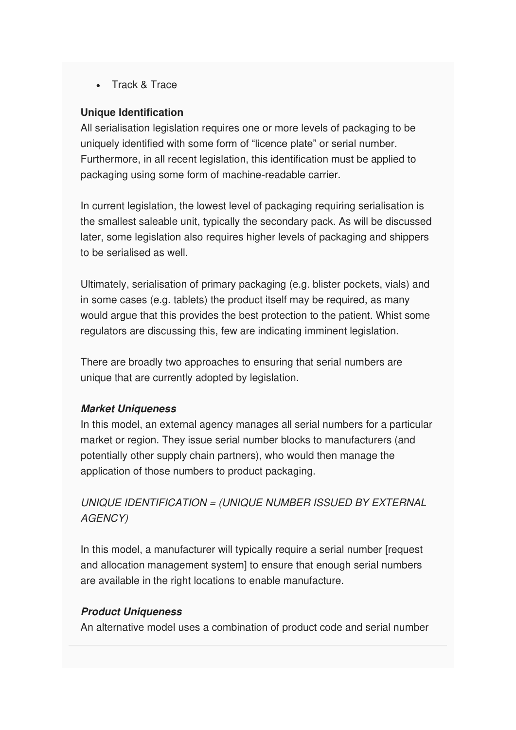- Track & Trace

**Unique Identification**
All serialisation legislation requires one or more levels of packaging to be uniquely identified with some form of “licence plate” or serial number. Furthermore, in all recent legislation, this identification must be applied to packaging using some form of machine-readable carrier.

In current legislation, the lowest level of packaging requiring serialisation is the smallest saleable unit, typically the secondary pack. As will be discussed later, some legislation also requires higher levels of packaging and shippers to be serialised as well.

Ultimately, serialisation of primary packaging (e.g. blister pockets, vials) and in some cases (e.g. tablets) the product itself may be required, as many would argue that this provides the best protection to the patient. Whist some regulators are discussing this, few are indicating imminent legislation.

There are broadly two approaches to ensuring that serial numbers are unique that are currently adopted by legislation.

***Market Uniqueness***
In this model, an external agency manages all serial numbers for a particular market or region. They issue serial number blocks to manufacturers (and potentially other supply chain partners), who would then manage the application of those numbers to product packaging.

*UNIQUE IDENTIFICATION = (UNIQUE NUMBER ISSUED BY EXTERNAL AGENCY)*

In this model, a manufacturer will typically require a serial number [request and allocation management system] to ensure that enough serial numbers are available in the right locations to enable manufacture.

***Product Uniqueness***
An alternative model uses a combination of product code and serial number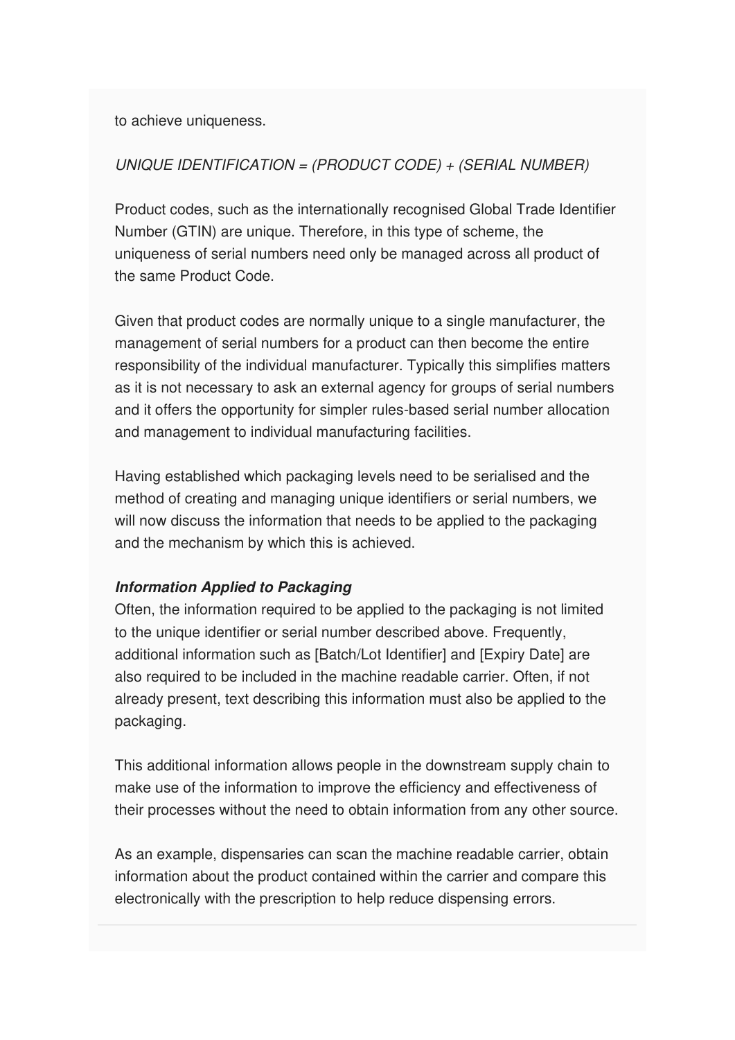to achieve uniqueness.

*UNIQUE IDENTIFICATION = (PRODUCT CODE) + (SERIAL NUMBER)*

Product codes, such as the internationally recognised Global Trade Identifier Number (GTIN) are unique. Therefore, in this type of scheme, the uniqueness of serial numbers need only be managed across all product of the same Product Code.

Given that product codes are normally unique to a single manufacturer, the management of serial numbers for a product can then become the entire responsibility of the individual manufacturer. Typically this simplifies matters as it is not necessary to ask an external agency for groups of serial numbers and it offers the opportunity for simpler rules-based serial number allocation and management to individual manufacturing facilities.

Having established which packaging levels need to be serialised and the method of creating and managing unique identifiers or serial numbers, we will now discuss the information that needs to be applied to the packaging and the mechanism by which this is achieved.

***Information Applied to Packaging***

Often, the information required to be applied to the packaging is not limited to the unique identifier or serial number described above. Frequently, additional information such as [Batch/Lot Identifier] and [Expiry Date] are also required to be included in the machine readable carrier. Often, if not already present, text describing this information must also be applied to the packaging.

This additional information allows people in the downstream supply chain to make use of the information to improve the efficiency and effectiveness of their processes without the need to obtain information from any other source.

As an example, dispensaries can scan the machine readable carrier, obtain information about the product contained within the carrier and compare this electronically with the prescription to help reduce dispensing errors.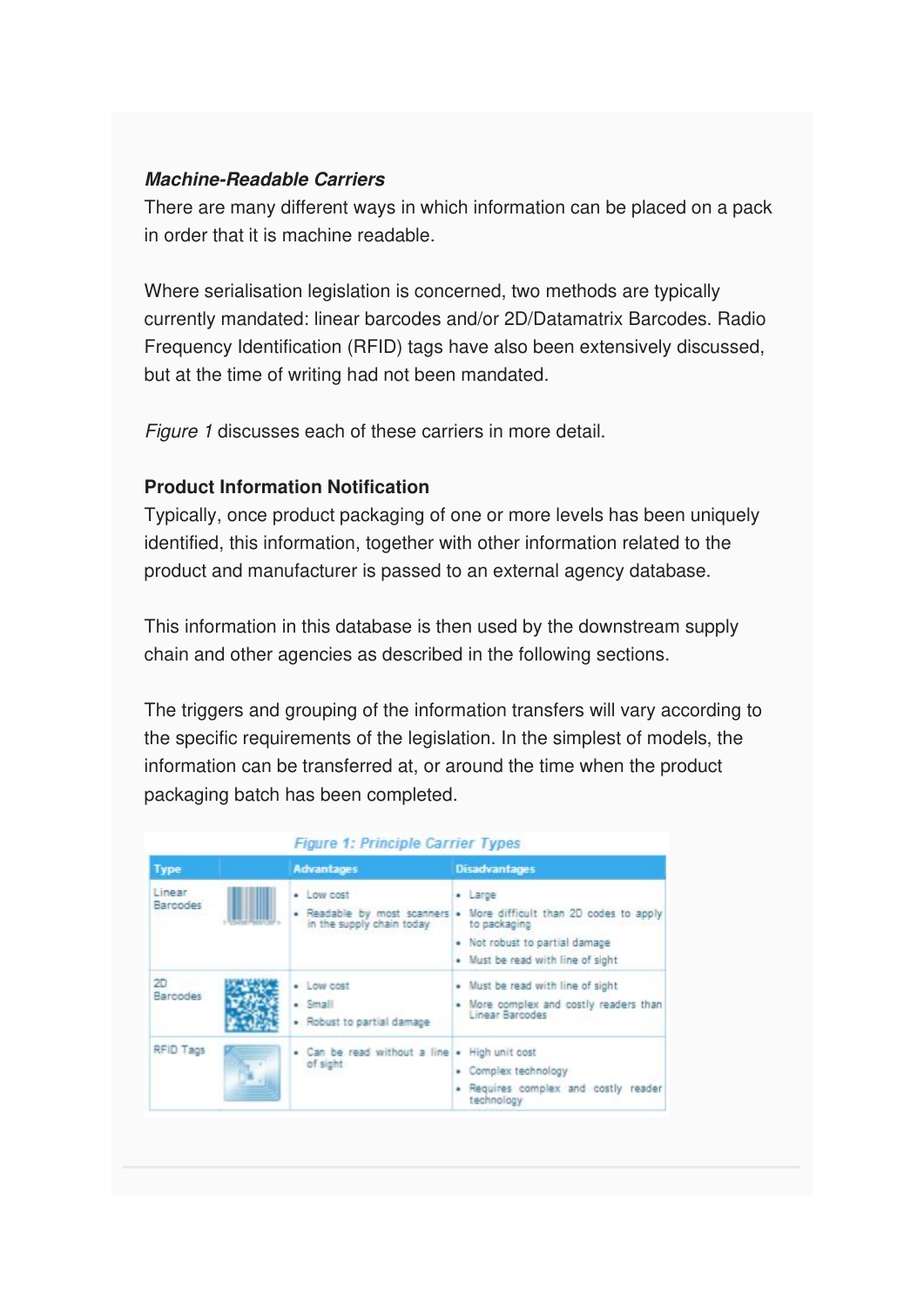***Machine-Readable Carriers***

There are many different ways in which information can be placed on a pack in order that it is machine readable.

Where serialisation legislation is concerned, two methods are typically currently mandated: linear barcodes and/or 2D/Datamatrix Barcodes. Radio Frequency Identification (RFID) tags have also been extensively discussed, but at the time of writing had not been mandated.

*Figure 1* discusses each of these carriers in more detail.

**Product Information Notification**

Typically, once product packaging of one or more levels has been uniquely identified, this information, together with other information related to the product and manufacturer is passed to an external agency database.

This information in this database is then used by the downstream supply chain and other agencies as described in the following sections.

The triggers and grouping of the information transfers will vary according to the specific requirements of the legislation. In the simplest of models, the information can be transferred at, or around the time when the product packaging batch has been completed.

*Figure 1: Principle Carrier Types*

| Type | | Advantages | Disadvantages |
|---|---|---|---|
| Linear Barcodes | | • Low cost<br>• Readable by most scanners in the supply chain today | • Large<br>• More difficult than 2D codes to apply to packaging<br>• Not robust to partial damage<br>• Must be read with line of sight |
| 2D Barcodes | | • Low cost<br>• Small<br>• Robust to partial damage | • Must be read with line of sight<br>• More complex and costly readers than Linear Barcodes |
| RFID Tags | | • Can be read without a line of sight | • High unit cost<br>• Complex technology<br>• Requires complex and costly reader technology |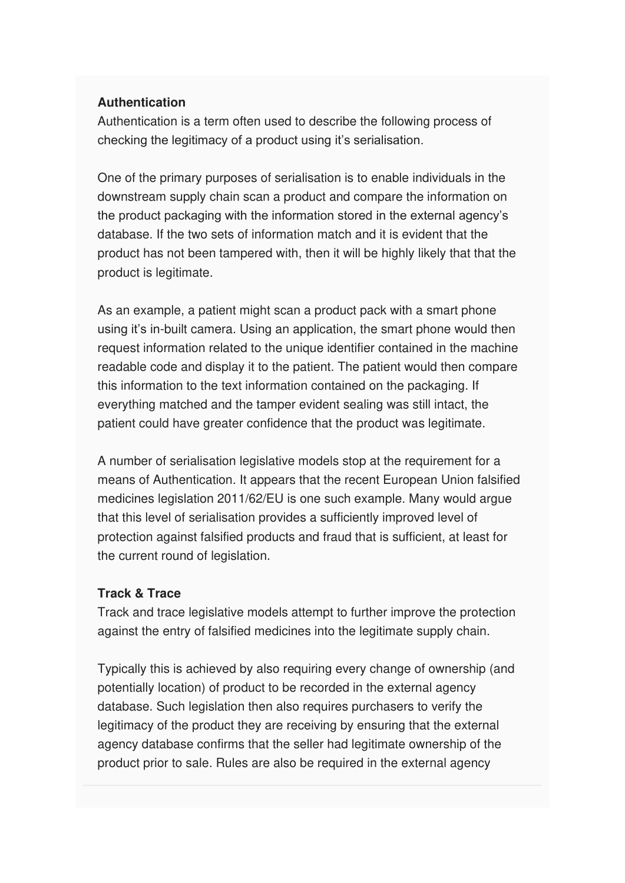**Authentication**

Authentication is a term often used to describe the following process of checking the legitimacy of a product using it's serialisation.

One of the primary purposes of serialisation is to enable individuals in the downstream supply chain scan a product and compare the information on the product packaging with the information stored in the external agency's database. If the two sets of information match and it is evident that the product has not been tampered with, then it will be highly likely that that the product is legitimate.

As an example, a patient might scan a product pack with a smart phone using it's in-built camera. Using an application, the smart phone would then request information related to the unique identifier contained in the machine readable code and display it to the patient. The patient would then compare this information to the text information contained on the packaging. If everything matched and the tamper evident sealing was still intact, the patient could have greater confidence that the product was legitimate.

A number of serialisation legislative models stop at the requirement for a means of Authentication. It appears that the recent European Union falsified medicines legislation 2011/62/EU is one such example. Many would argue that this level of serialisation provides a sufficiently improved level of protection against falsified products and fraud that is sufficient, at least for the current round of legislation.

**Track & Trace**

Track and trace legislative models attempt to further improve the protection against the entry of falsified medicines into the legitimate supply chain.

Typically this is achieved by also requiring every change of ownership (and potentially location) of product to be recorded in the external agency database. Such legislation then also requires purchasers to verify the legitimacy of the product they are receiving by ensuring that the external agency database confirms that the seller had legitimate ownership of the product prior to sale. Rules are also be required in the external agency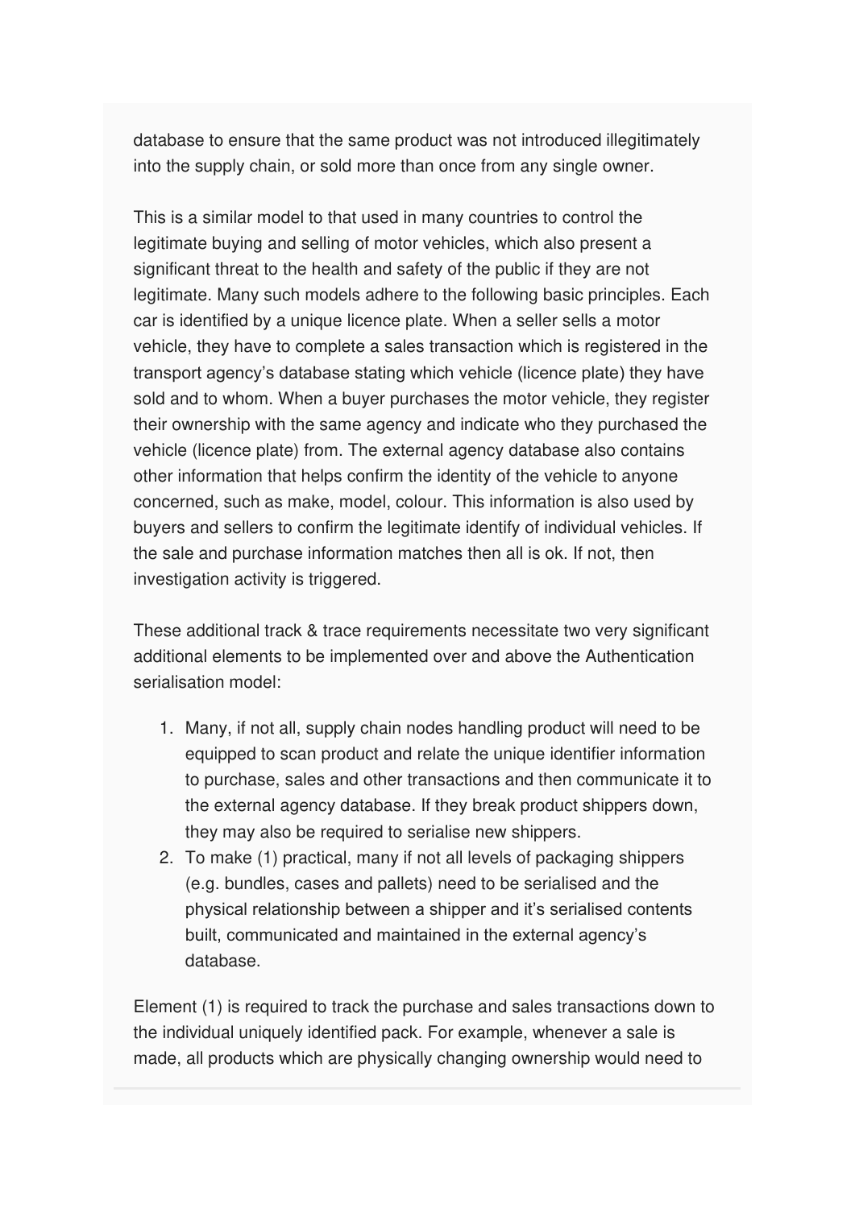database to ensure that the same product was not introduced illegitimately into the supply chain, or sold more than once from any single owner.

This is a similar model to that used in many countries to control the legitimate buying and selling of motor vehicles, which also present a significant threat to the health and safety of the public if they are not legitimate. Many such models adhere to the following basic principles. Each car is identified by a unique licence plate. When a seller sells a motor vehicle, they have to complete a sales transaction which is registered in the transport agency's database stating which vehicle (licence plate) they have sold and to whom. When a buyer purchases the motor vehicle, they register their ownership with the same agency and indicate who they purchased the vehicle (licence plate) from. The external agency database also contains other information that helps confirm the identity of the vehicle to anyone concerned, such as make, model, colour. This information is also used by buyers and sellers to confirm the legitimate identify of individual vehicles. If the sale and purchase information matches then all is ok. If not, then investigation activity is triggered.

These additional track & trace requirements necessitate two very significant additional elements to be implemented over and above the Authentication serialisation model:

1. Many, if not all, supply chain nodes handling product will need to be equipped to scan product and relate the unique identifier information to purchase, sales and other transactions and then communicate it to the external agency database. If they break product shippers down, they may also be required to serialise new shippers.
2. To make (1) practical, many if not all levels of packaging shippers (e.g. bundles, cases and pallets) need to be serialised and the physical relationship between a shipper and it's serialised contents built, communicated and maintained in the external agency's database.

Element (1) is required to track the purchase and sales transactions down to the individual uniquely identified pack. For example, whenever a sale is made, all products which are physically changing ownership would need to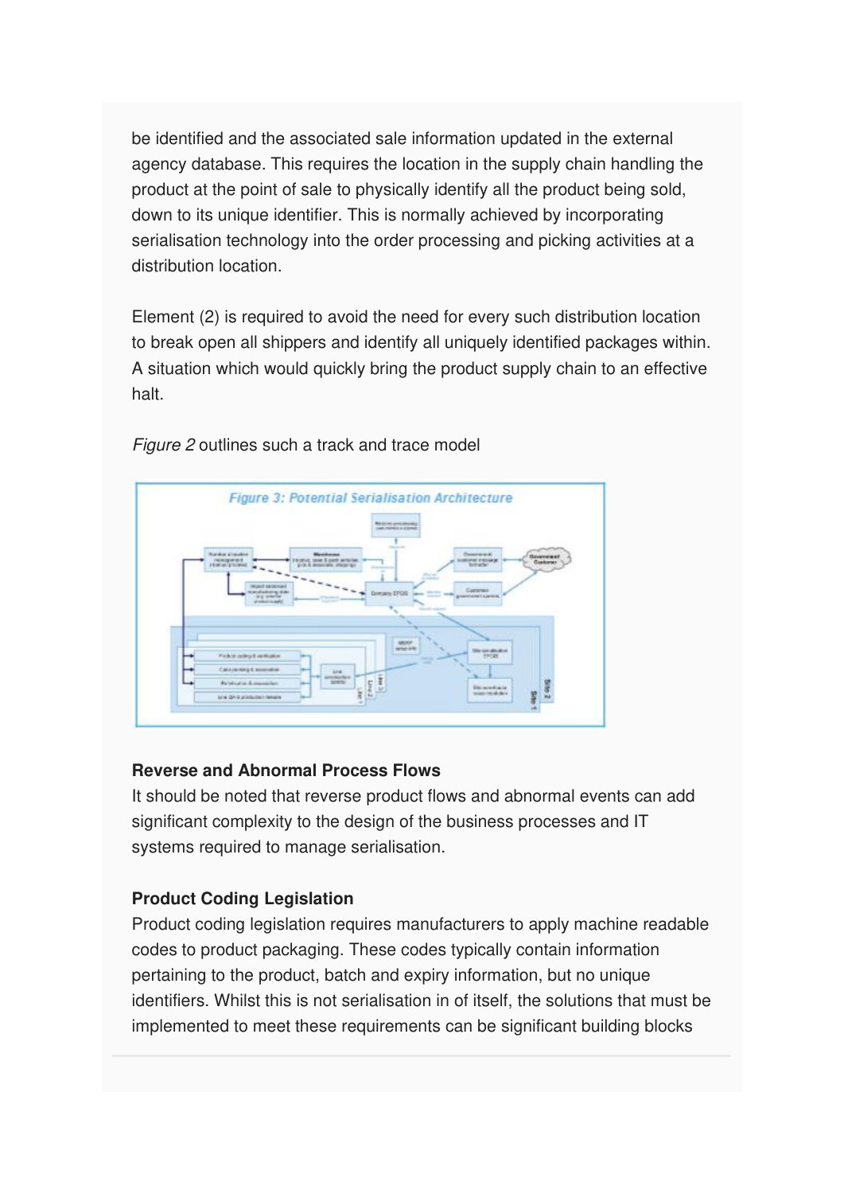be identified and the associated sale information updated in the external agency database. This requires the location in the supply chain handling the product at the point of sale to physically identify all the product being sold, down to its unique identifier. This is normally achieved by incorporating serialisation technology into the order processing and picking activities at a distribution location.

Element (2) is required to avoid the need for every such distribution location to break open all shippers and identify all uniquely identified packages within. A situation which would quickly bring the product supply chain to an effective halt.

*Figure 2* outlines such a track and trace model

*Figure 3: Potential Serialisation Architecture*

### Reverse and Abnormal Process Flows

It should be noted that reverse product flows and abnormal events can add significant complexity to the design of the business processes and IT systems required to manage serialisation.

### Product Coding Legislation

Product coding legislation requires manufacturers to apply machine readable codes to product packaging. These codes typically contain information pertaining to the product, batch and expiry information, but no unique identifiers. Whilst this is not serialisation in of itself, the solutions that must be implemented to meet these requirements can be significant building blocks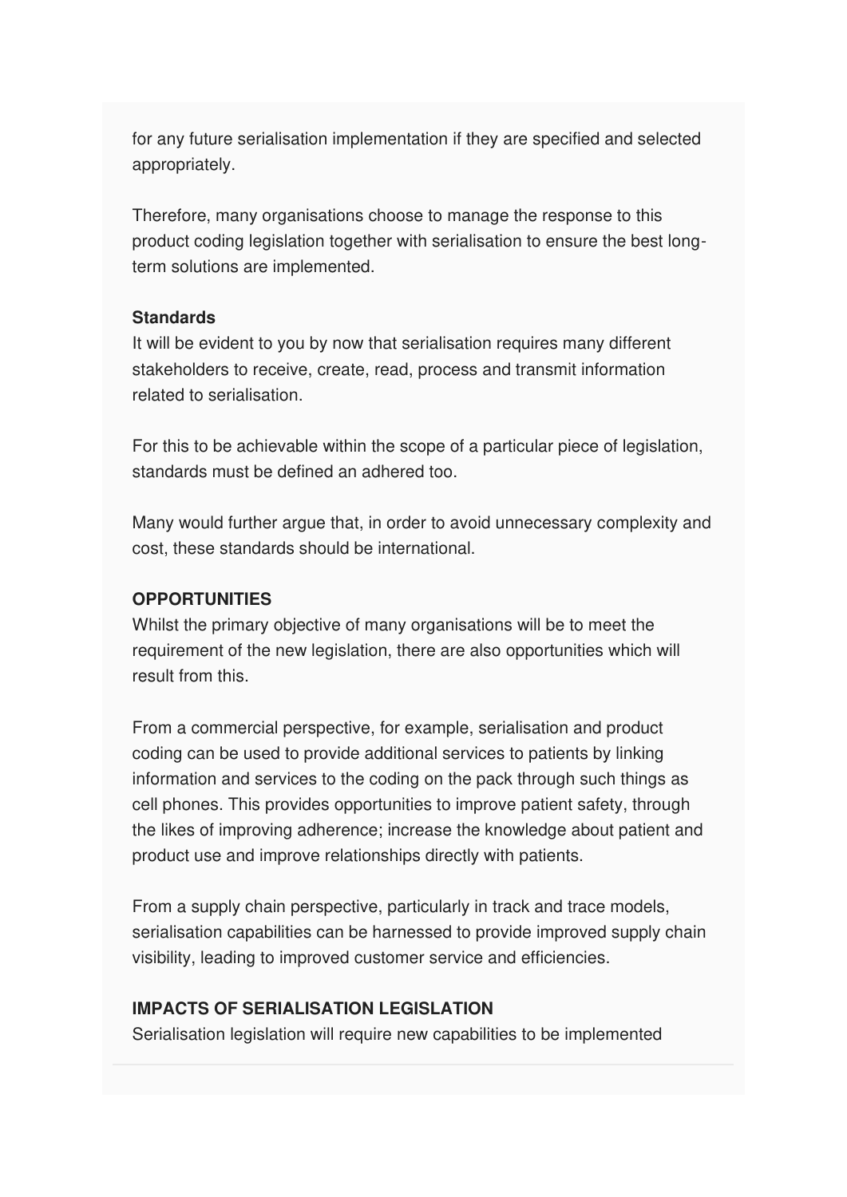for any future serialisation implementation if they are specified and selected appropriately.

Therefore, many organisations choose to manage the response to this product coding legislation together with serialisation to ensure the best long-term solutions are implemented.

**Standards**

It will be evident to you by now that serialisation requires many different stakeholders to receive, create, read, process and transmit information related to serialisation.

For this to be achievable within the scope of a particular piece of legislation, standards must be defined an adhered too.

Many would further argue that, in order to avoid unnecessary complexity and cost, these standards should be international.

**OPPORTUNITIES**

Whilst the primary objective of many organisations will be to meet the requirement of the new legislation, there are also opportunities which will result from this.

From a commercial perspective, for example, serialisation and product coding can be used to provide additional services to patients by linking information and services to the coding on the pack through such things as cell phones. This provides opportunities to improve patient safety, through the likes of improving adherence; increase the knowledge about patient and product use and improve relationships directly with patients.

From a supply chain perspective, particularly in track and trace models, serialisation capabilities can be harnessed to provide improved supply chain visibility, leading to improved customer service and efficiencies.

**IMPACTS OF SERIALISATION LEGISLATION**

Serialisation legislation will require new capabilities to be implemented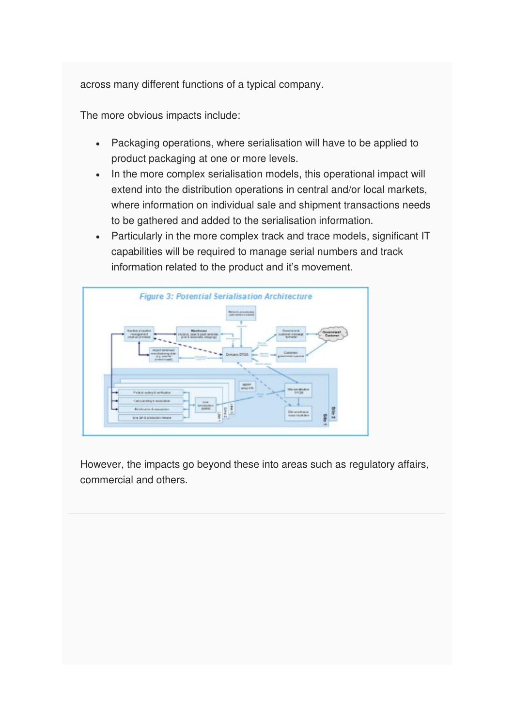across many different functions of a typical company.

The more obvious impacts include:

- Packaging operations, where serialisation will have to be applied to product packaging at one or more levels.
- In the more complex serialisation models, this operational impact will extend into the distribution operations in central and/or local markets, where information on individual sale and shipment transactions needs to be gathered and added to the serialisation information.
- Particularly in the more complex track and trace models, significant IT capabilities will be required to manage serial numbers and track information related to the product and it's movement.

*Figure 3: Potential Serialisation Architecture*

However, the impacts go beyond these into areas such as regulatory affairs, commercial and others.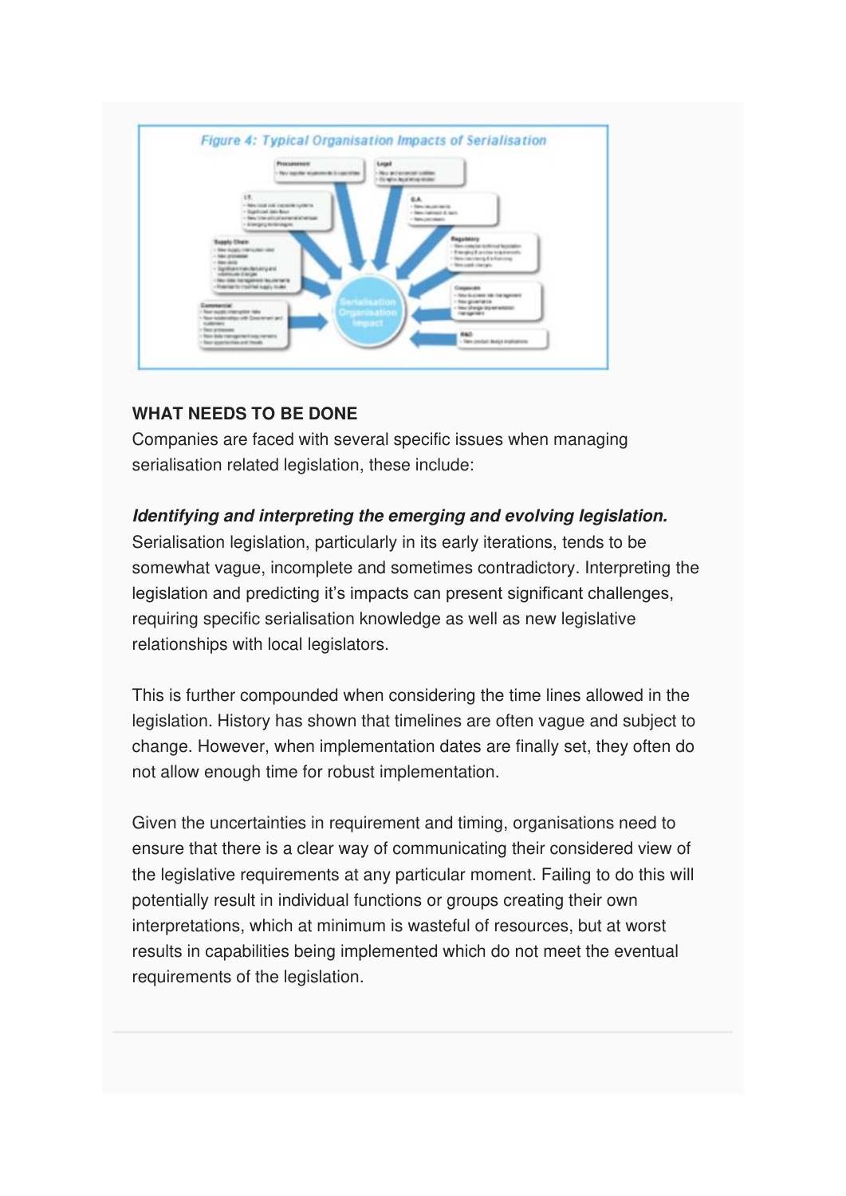Figure 4: Typical Organisation Impacts of Serialisation

**WHAT NEEDS TO BE DONE**

Companies are faced with several specific issues when managing serialisation related legislation, these include:

***Identifying and interpreting the emerging and evolving legislation.***

Serialisation legislation, particularly in its early iterations, tends to be somewhat vague, incomplete and sometimes contradictory. Interpreting the legislation and predicting it's impacts can present significant challenges, requiring specific serialisation knowledge as well as new legislative relationships with local legislators.

This is further compounded when considering the time lines allowed in the legislation. History has shown that timelines are often vague and subject to change. However, when implementation dates are finally set, they often do not allow enough time for robust implementation.

Given the uncertainties in requirement and timing, organisations need to ensure that there is a clear way of communicating their considered view of the legislative requirements at any particular moment. Failing to do this will potentially result in individual functions or groups creating their own interpretations, which at minimum is wasteful of resources, but at worst results in capabilities being implemented which do not meet the eventual requirements of the legislation.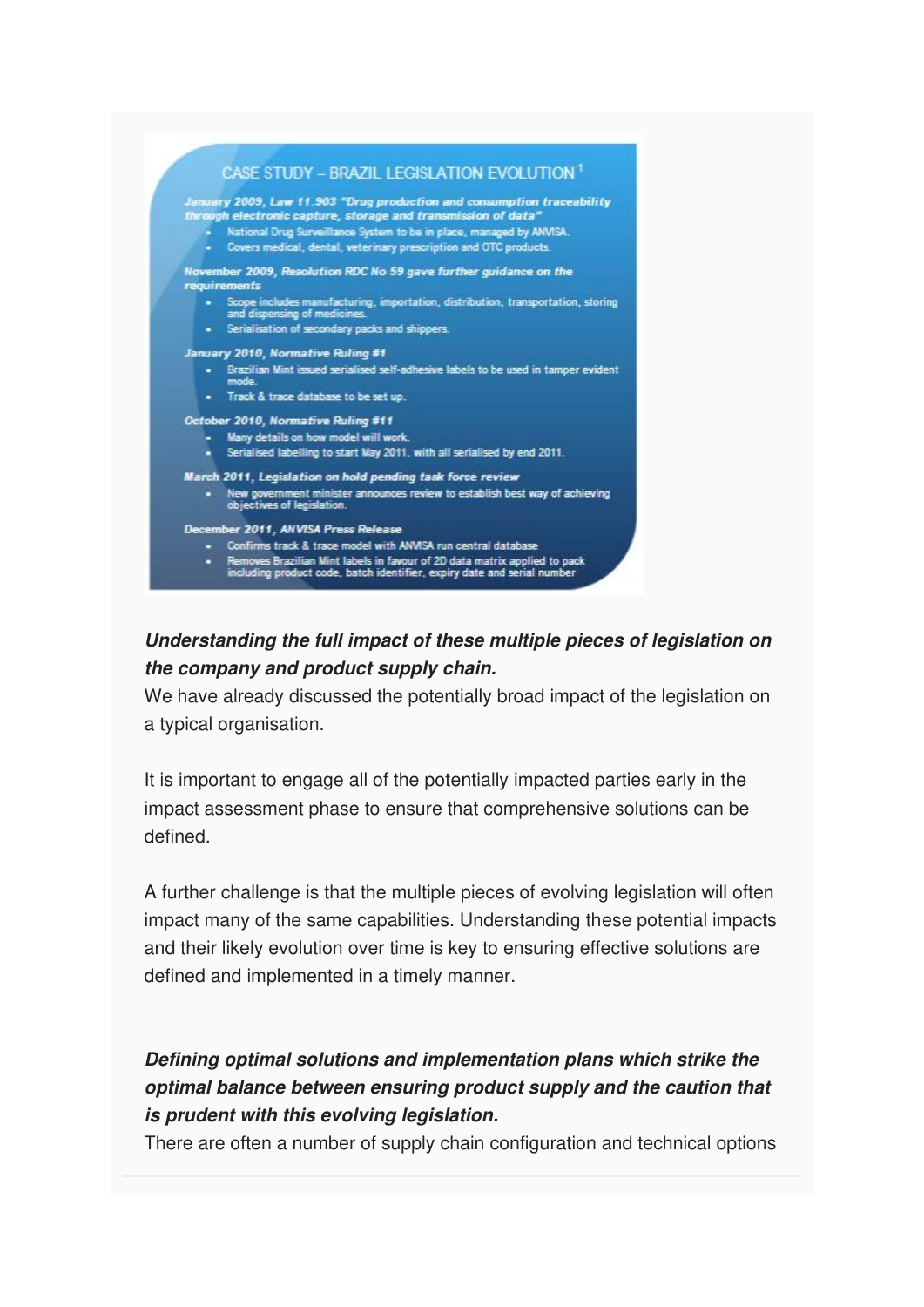## CASE STUDY – BRAZIL LEGISLATION EVOLUTION [1]

***January 2009, Law 11.903 "Drug production and consumption traceability through electronic capture, storage and transmission of data"***

- National Drug Surveillance System to be in place, managed by ANVISA.
- Covers medical, dental, veterinary prescription and OTC products.

***November 2009, Resolution RDC No 59 gave further guidance on the requirements***

- Scope includes manufacturing, importation, distribution, transportation, storing and dispensing of medicines.
- Serialisation of secondary packs and shippers.

***January 2010, Normative Ruling #1***

- Brazilian Mint issued serialised self-adhesive labels to be used in tamper evident mode.
- Track & trace database to be set up.

***October 2010, Normative Ruling #11***

- Many details on how model will work.
- Serialised labelling to start May 2011, with all serialised by end 2011.

***March 2011, Legislation on hold pending task force review***

- New government minister announces review to establish best way of achieving objectives of legislation.

***December 2011, ANVISA Press Release***

- Confirms track & trace model with ANVISA run central database
- Removes Brazilian Mint labels in favour of 2D data matrix applied to pack including product code, batch identifier, expiry date and serial number

***Understanding the full impact of these multiple pieces of legislation on the company and product supply chain.***

We have already discussed the potentially broad impact of the legislation on a typical organisation.

It is important to engage all of the potentially impacted parties early in the impact assessment phase to ensure that comprehensive solutions can be defined.

A further challenge is that the multiple pieces of evolving legislation will often impact many of the same capabilities. Understanding these potential impacts and their likely evolution over time is key to ensuring effective solutions are defined and implemented in a timely manner.

***Defining optimal solutions and implementation plans which strike the optimal balance between ensuring product supply and the caution that is prudent with this evolving legislation.***

There are often a number of supply chain configuration and technical options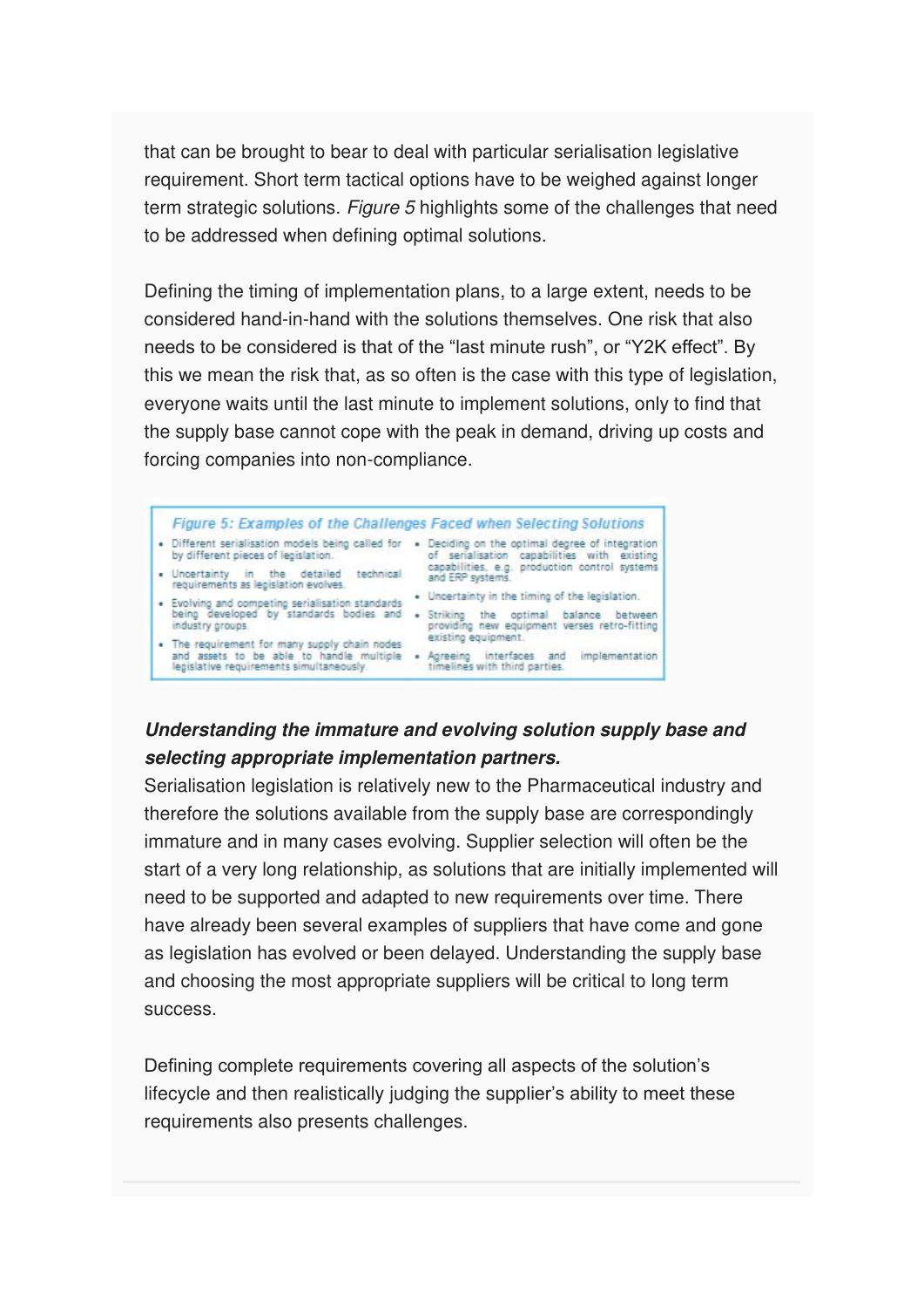that can be brought to bear to deal with particular serialisation legislative requirement. Short term tactical options have to be weighed against longer term strategic solutions. *Figure 5* highlights some of the challenges that need to be addressed when defining optimal solutions.

Defining the timing of implementation plans, to a large extent, needs to be considered hand-in-hand with the solutions themselves. One risk that also needs to be considered is that of the "last minute rush", or "Y2K effect". By this we mean the risk that, as so often is the case with this type of legislation, everyone waits until the last minute to implement solutions, only to find that the supply base cannot cope with the peak in demand, driving up costs and forcing companies into non-compliance.

*Figure 5: Examples of the Challenges Faced when Selecting Solutions*

- Different serialisation models being called for by different pieces of legislation.
- Uncertainty in the detailed technical requirements as legislation evolves.
- Evolving and competing serialisation standards being developed by standards bodies and industry groups.
- The requirement for many supply chain nodes and assets to be able to handle multiple legislative requirements simultaneously.
- Deciding on the optimal degree of integration of serialisation capabilities with existing capabilities, e.g. production control systems and ERP systems.
- Uncertainty in the timing of the legislation.
- Striking the optimal balance between providing new equipment verses retro-fitting existing equipment.
- Agreeing interfaces and implementation timelines with third parties.

***Understanding the immature and evolving solution supply base and selecting appropriate implementation partners.***

Serialisation legislation is relatively new to the Pharmaceutical industry and therefore the solutions available from the supply base are correspondingly immature and in many cases evolving. Supplier selection will often be the start of a very long relationship, as solutions that are initially implemented will need to be supported and adapted to new requirements over time. There have already been several examples of suppliers that have come and gone as legislation has evolved or been delayed. Understanding the supply base and choosing the most appropriate suppliers will be critical to long term success.

Defining complete requirements covering all aspects of the solution's lifecycle and then realistically judging the supplier's ability to meet these requirements also presents challenges.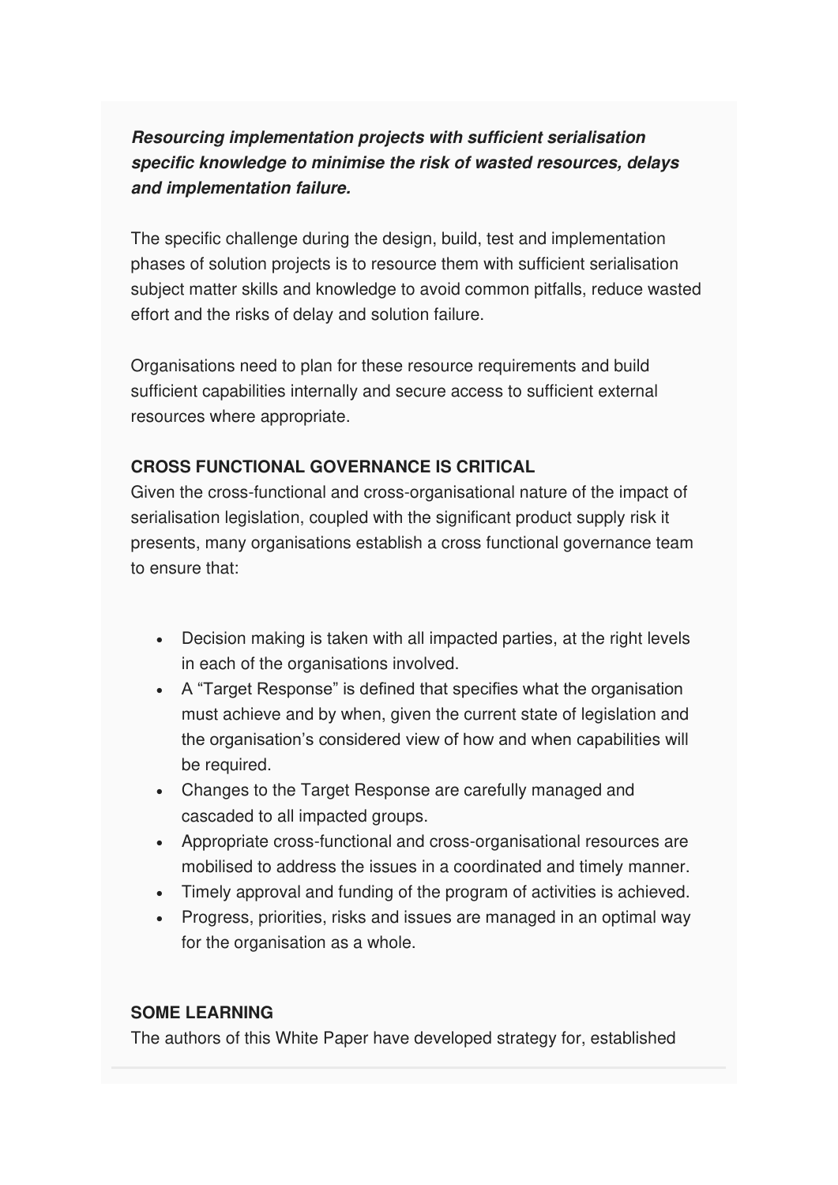***Resourcing implementation projects with sufficient serialisation specific knowledge to minimise the risk of wasted resources, delays and implementation failure.***

The specific challenge during the design, build, test and implementation phases of solution projects is to resource them with sufficient serialisation subject matter skills and knowledge to avoid common pitfalls, reduce wasted effort and the risks of delay and solution failure.

Organisations need to plan for these resource requirements and build sufficient capabilities internally and secure access to sufficient external resources where appropriate.

**CROSS FUNCTIONAL GOVERNANCE IS CRITICAL**

Given the cross-functional and cross-organisational nature of the impact of serialisation legislation, coupled with the significant product supply risk it presents, many organisations establish a cross functional governance team to ensure that:

- Decision making is taken with all impacted parties, at the right levels in each of the organisations involved.
- A "Target Response" is defined that specifies what the organisation must achieve and by when, given the current state of legislation and the organisation's considered view of how and when capabilities will be required.
- Changes to the Target Response are carefully managed and cascaded to all impacted groups.
- Appropriate cross-functional and cross-organisational resources are mobilised to address the issues in a coordinated and timely manner.
- Timely approval and funding of the program of activities is achieved.
- Progress, priorities, risks and issues are managed in an optimal way for the organisation as a whole.

**SOME LEARNING**

The authors of this White Paper have developed strategy for, established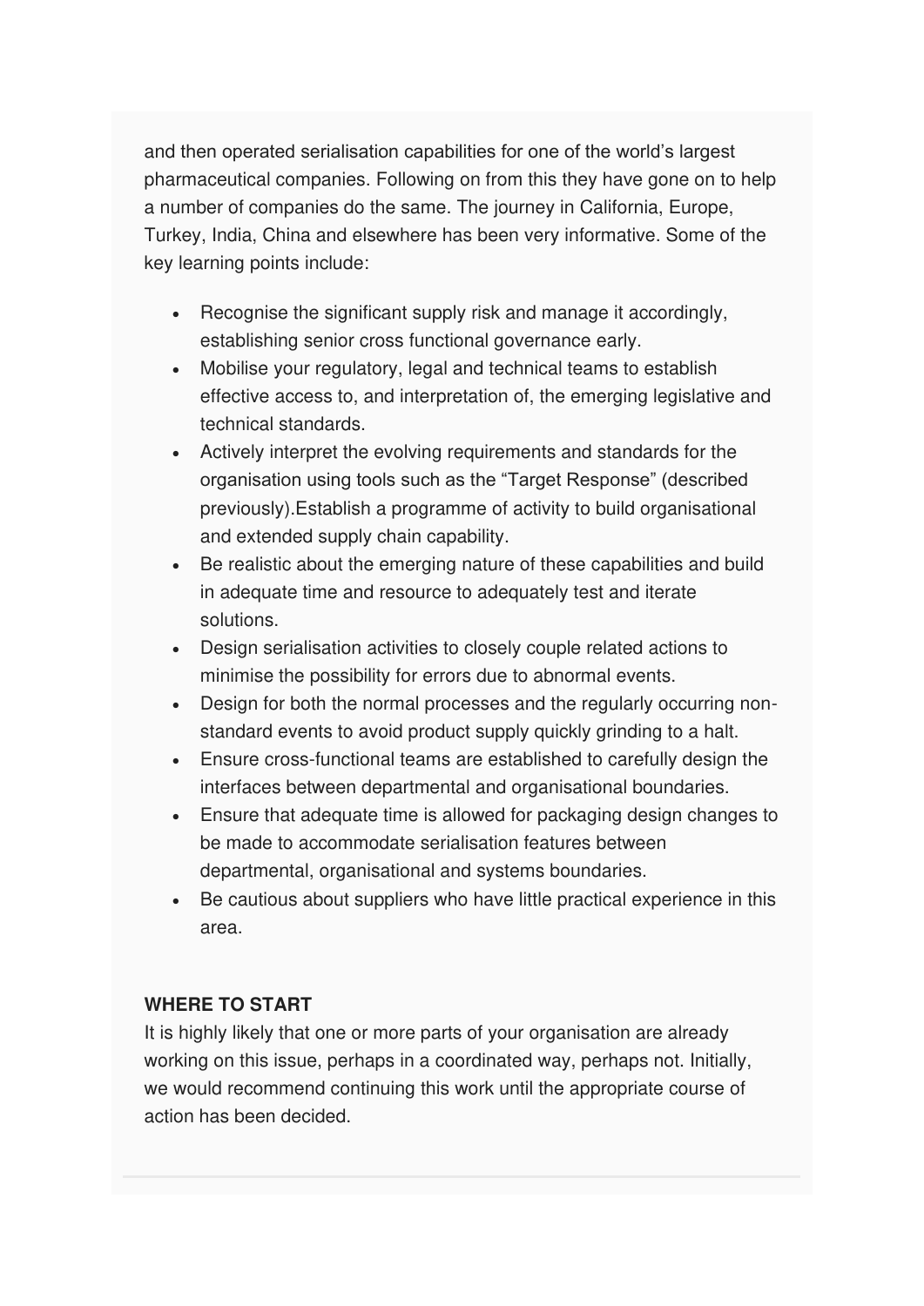and then operated serialisation capabilities for one of the world's largest pharmaceutical companies. Following on from this they have gone on to help a number of companies do the same. The journey in California, Europe, Turkey, India, China and elsewhere has been very informative. Some of the key learning points include:

- Recognise the significant supply risk and manage it accordingly, establishing senior cross functional governance early.
- Mobilise your regulatory, legal and technical teams to establish effective access to, and interpretation of, the emerging legislative and technical standards.
- Actively interpret the evolving requirements and standards for the organisation using tools such as the "Target Response" (described previously).Establish a programme of activity to build organisational and extended supply chain capability.
- Be realistic about the emerging nature of these capabilities and build in adequate time and resource to adequately test and iterate solutions.
- Design serialisation activities to closely couple related actions to minimise the possibility for errors due to abnormal events.
- Design for both the normal processes and the regularly occurring non-standard events to avoid product supply quickly grinding to a halt.
- Ensure cross-functional teams are established to carefully design the interfaces between departmental and organisational boundaries.
- Ensure that adequate time is allowed for packaging design changes to be made to accommodate serialisation features between departmental, organisational and systems boundaries.
- Be cautious about suppliers who have little practical experience in this area.

**WHERE TO START**

It is highly likely that one or more parts of your organisation are already working on this issue, perhaps in a coordinated way, perhaps not. Initially, we would recommend continuing this work until the appropriate course of action has been decided.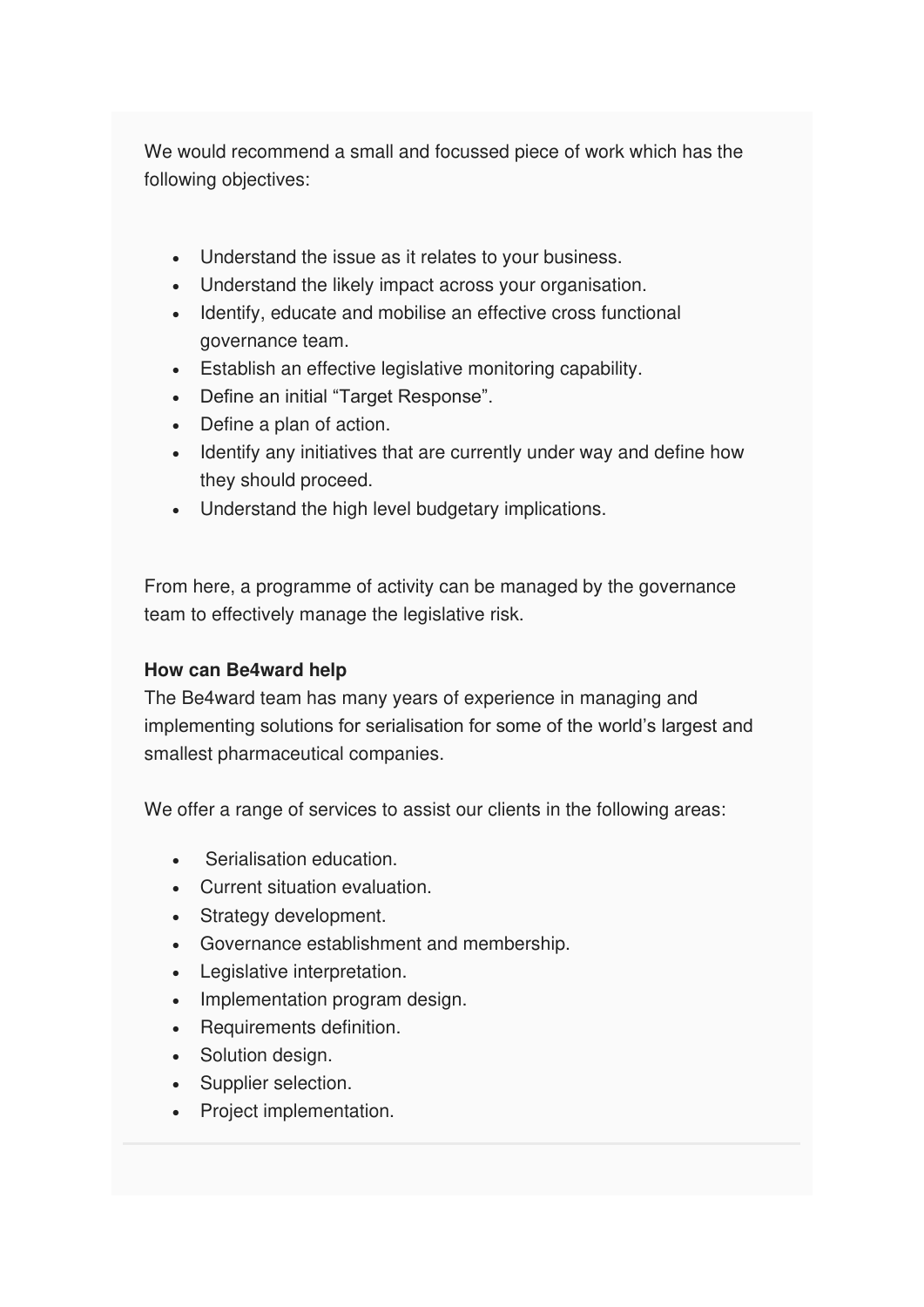We would recommend a small and focussed piece of work which has the following objectives:

- Understand the issue as it relates to your business.
- Understand the likely impact across your organisation.
- Identify, educate and mobilise an effective cross functional governance team.
- Establish an effective legislative monitoring capability.
- Define an initial “Target Response”.
- Define a plan of action.
- Identify any initiatives that are currently under way and define how they should proceed.
- Understand the high level budgetary implications.

From here, a programme of activity can be managed by the governance team to effectively manage the legislative risk.

**How can Be4ward help**

The Be4ward team has many years of experience in managing and implementing solutions for serialisation for some of the world’s largest and smallest pharmaceutical companies.

We offer a range of services to assist our clients in the following areas:

- Serialisation education.
- Current situation evaluation.
- Strategy development.
- Governance establishment and membership.
- Legislative interpretation.
- Implementation program design.
- Requirements definition.
- Solution design.
- Supplier selection.
- Project implementation.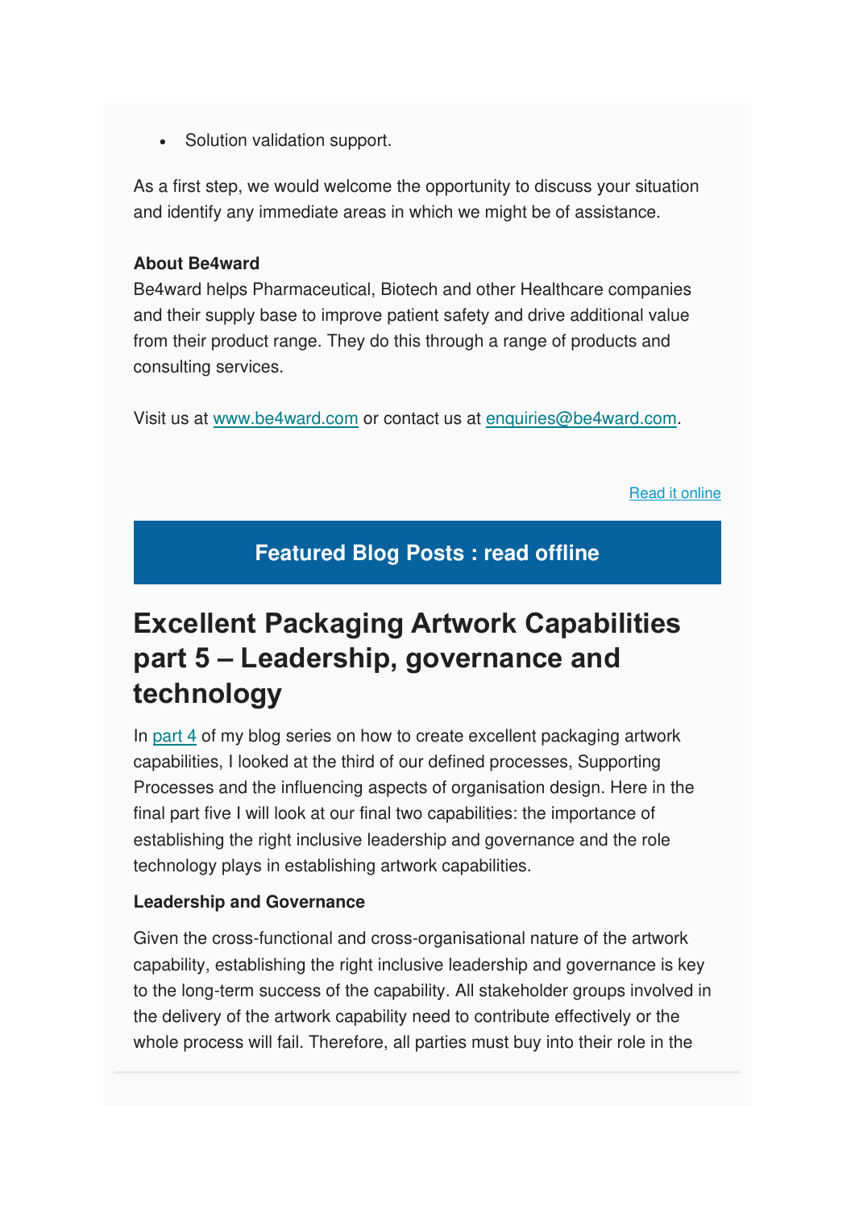- Solution validation support.

As a first step, we would welcome the opportunity to discuss your situation and identify any immediate areas in which we might be of assistance.

**About Be4ward**
Be4ward helps Pharmaceutical, Biotech and other Healthcare companies and their supply base to improve patient safety and drive additional value from their product range. They do this through a range of products and consulting services.

Visit us at [www.be4ward.com](www.be4ward.com) or contact us at [enquiries@be4ward.com](mailto:enquiries@be4ward.com).

[Read it online]()

**Featured Blog Posts : read offline**

# Excellent Packaging Artwork Capabilities part 5 – Leadership, governance and technology

In [part 4]() of my blog series on how to create excellent packaging artwork capabilities, I looked at the third of our defined processes, Supporting Processes and the influencing aspects of organisation design. Here in the final part five I will look at our final two capabilities: the importance of establishing the right inclusive leadership and governance and the role technology plays in establishing artwork capabilities.

**Leadership and Governance**

Given the cross-functional and cross-organisational nature of the artwork capability, establishing the right inclusive leadership and governance is key to the long-term success of the capability. All stakeholder groups involved in the delivery of the artwork capability need to contribute effectively or the whole process will fail. Therefore, all parties must buy into their role in the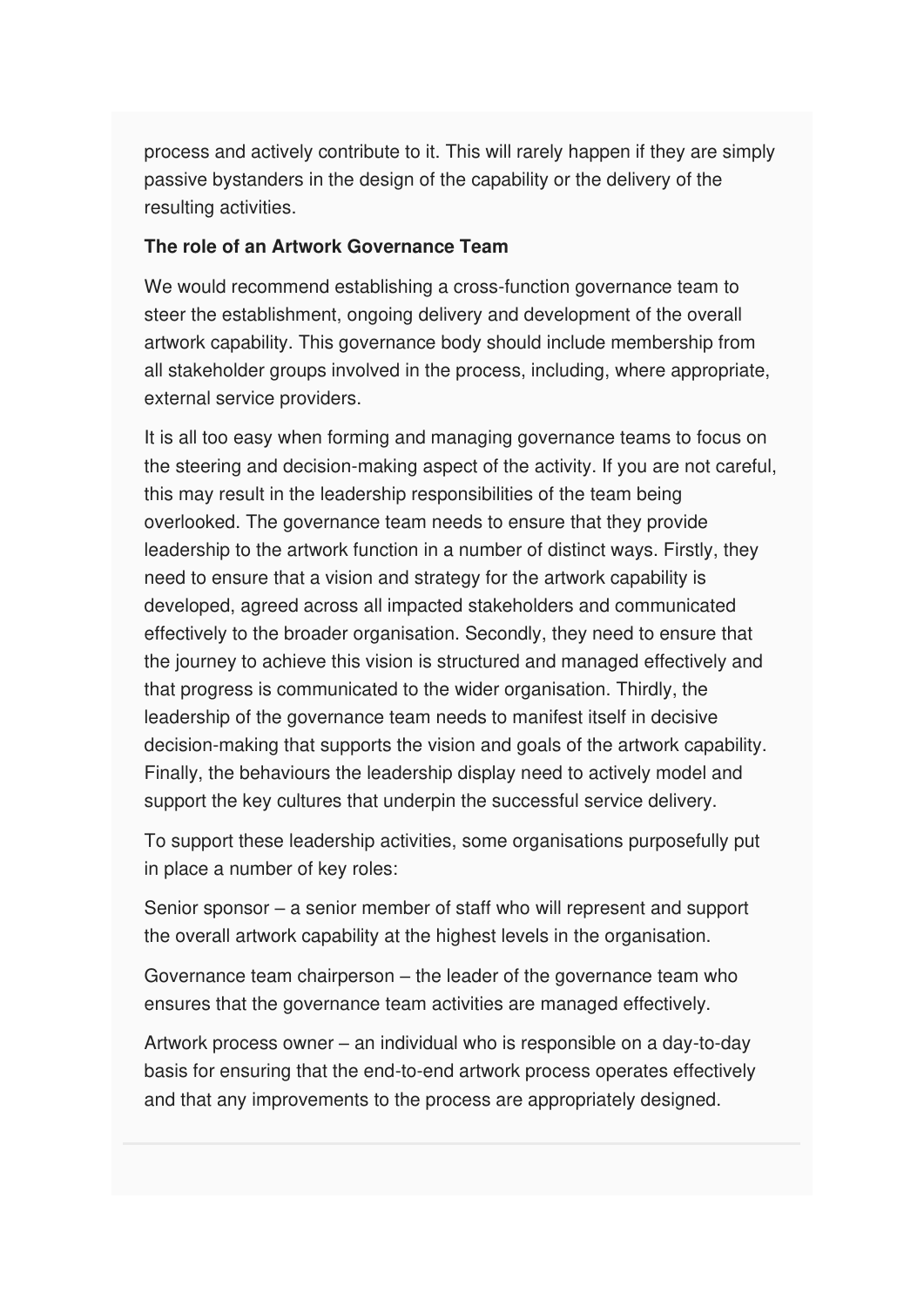process and actively contribute to it. This will rarely happen if they are simply passive bystanders in the design of the capability or the delivery of the resulting activities.

**The role of an Artwork Governance Team**

We would recommend establishing a cross-function governance team to steer the establishment, ongoing delivery and development of the overall artwork capability. This governance body should include membership from all stakeholder groups involved in the process, including, where appropriate, external service providers.

It is all too easy when forming and managing governance teams to focus on the steering and decision-making aspect of the activity. If you are not careful, this may result in the leadership responsibilities of the team being overlooked. The governance team needs to ensure that they provide leadership to the artwork function in a number of distinct ways. Firstly, they need to ensure that a vision and strategy for the artwork capability is developed, agreed across all impacted stakeholders and communicated effectively to the broader organisation. Secondly, they need to ensure that the journey to achieve this vision is structured and managed effectively and that progress is communicated to the wider organisation. Thirdly, the leadership of the governance team needs to manifest itself in decisive decision-making that supports the vision and goals of the artwork capability. Finally, the behaviours the leadership display need to actively model and support the key cultures that underpin the successful service delivery.

To support these leadership activities, some organisations purposefully put in place a number of key roles:

Senior sponsor – a senior member of staff who will represent and support the overall artwork capability at the highest levels in the organisation.

Governance team chairperson – the leader of the governance team who ensures that the governance team activities are managed effectively.

Artwork process owner – an individual who is responsible on a day-to-day basis for ensuring that the end-to-end artwork process operates effectively and that any improvements to the process are appropriately designed.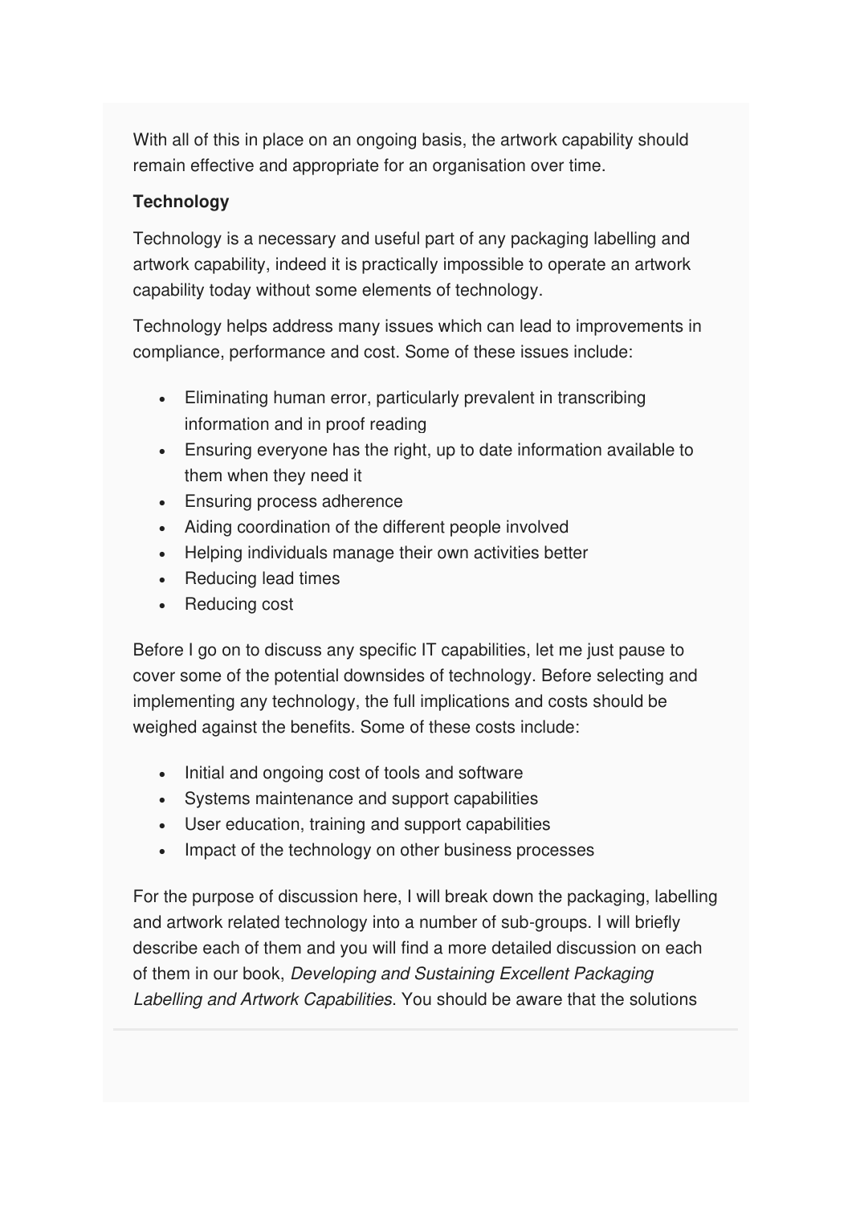With all of this in place on an ongoing basis, the artwork capability should remain effective and appropriate for an organisation over time.

**Technology**

Technology is a necessary and useful part of any packaging labelling and artwork capability, indeed it is practically impossible to operate an artwork capability today without some elements of technology.

Technology helps address many issues which can lead to improvements in compliance, performance and cost. Some of these issues include:

- Eliminating human error, particularly prevalent in transcribing information and in proof reading
- Ensuring everyone has the right, up to date information available to them when they need it
- Ensuring process adherence
- Aiding coordination of the different people involved
- Helping individuals manage their own activities better
- Reducing lead times
- Reducing cost

Before I go on to discuss any specific IT capabilities, let me just pause to cover some of the potential downsides of technology. Before selecting and implementing any technology, the full implications and costs should be weighed against the benefits. Some of these costs include:

- Initial and ongoing cost of tools and software
- Systems maintenance and support capabilities
- User education, training and support capabilities
- Impact of the technology on other business processes

For the purpose of discussion here, I will break down the packaging, labelling and artwork related technology into a number of sub-groups. I will briefly describe each of them and you will find a more detailed discussion on each of them in our book, *Developing and Sustaining Excellent Packaging Labelling and Artwork Capabilities*. You should be aware that the solutions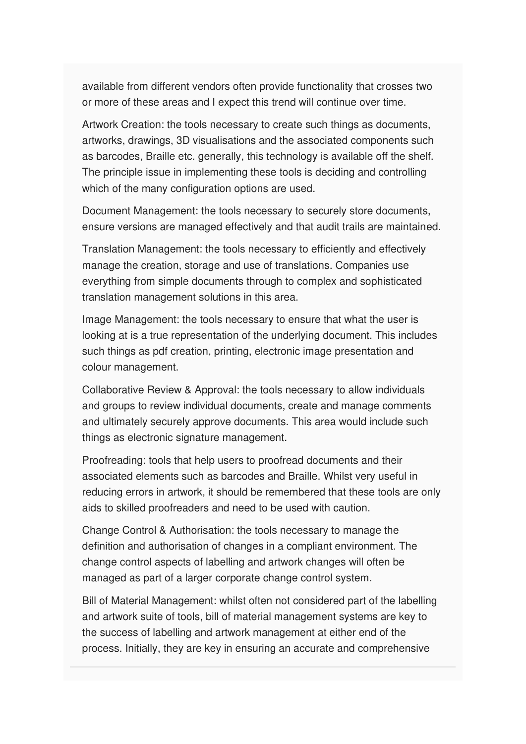available from different vendors often provide functionality that crosses two or more of these areas and I expect this trend will continue over time.

Artwork Creation: the tools necessary to create such things as documents, artworks, drawings, 3D visualisations and the associated components such as barcodes, Braille etc. generally, this technology is available off the shelf. The principle issue in implementing these tools is deciding and controlling which of the many configuration options are used.

Document Management: the tools necessary to securely store documents, ensure versions are managed effectively and that audit trails are maintained.

Translation Management: the tools necessary to efficiently and effectively manage the creation, storage and use of translations. Companies use everything from simple documents through to complex and sophisticated translation management solutions in this area.

Image Management: the tools necessary to ensure that what the user is looking at is a true representation of the underlying document. This includes such things as pdf creation, printing, electronic image presentation and colour management.

Collaborative Review & Approval: the tools necessary to allow individuals and groups to review individual documents, create and manage comments and ultimately securely approve documents. This area would include such things as electronic signature management.

Proofreading: tools that help users to proofread documents and their associated elements such as barcodes and Braille. Whilst very useful in reducing errors in artwork, it should be remembered that these tools are only aids to skilled proofreaders and need to be used with caution.

Change Control & Authorisation: the tools necessary to manage the definition and authorisation of changes in a compliant environment. The change control aspects of labelling and artwork changes will often be managed as part of a larger corporate change control system.

Bill of Material Management: whilst often not considered part of the labelling and artwork suite of tools, bill of material management systems are key to the success of labelling and artwork management at either end of the process. Initially, they are key in ensuring an accurate and comprehensive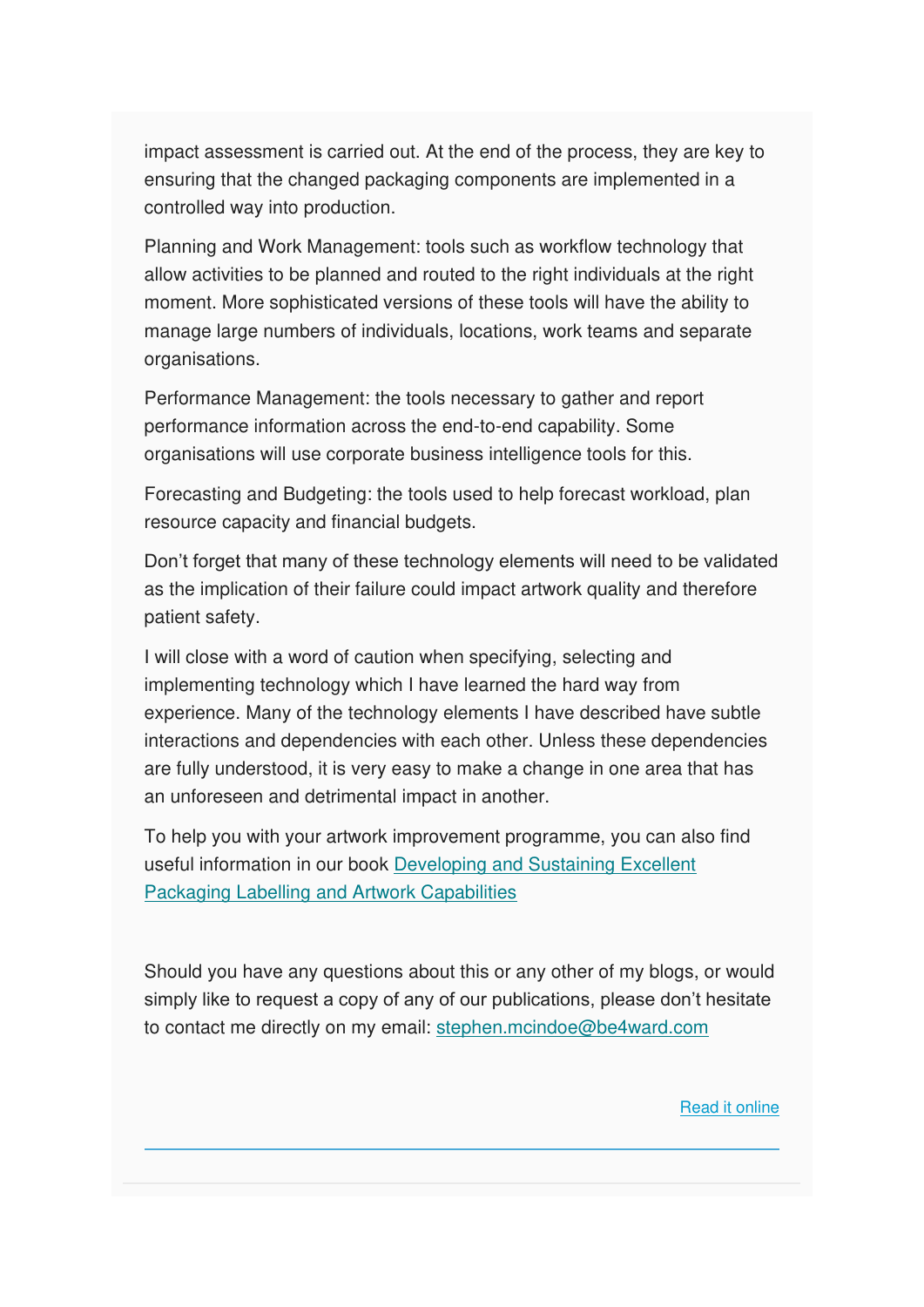impact assessment is carried out. At the end of the process, they are key to ensuring that the changed packaging components are implemented in a controlled way into production.

Planning and Work Management: tools such as workflow technology that allow activities to be planned and routed to the right individuals at the right moment. More sophisticated versions of these tools will have the ability to manage large numbers of individuals, locations, work teams and separate organisations.

Performance Management: the tools necessary to gather and report performance information across the end-to-end capability. Some organisations will use corporate business intelligence tools for this.

Forecasting and Budgeting: the tools used to help forecast workload, plan resource capacity and financial budgets.

Don't forget that many of these technology elements will need to be validated as the implication of their failure could impact artwork quality and therefore patient safety.

I will close with a word of caution when specifying, selecting and implementing technology which I have learned the hard way from experience. Many of the technology elements I have described have subtle interactions and dependencies with each other. Unless these dependencies are fully understood, it is very easy to make a change in one area that has an unforeseen and detrimental impact in another.

To help you with your artwork improvement programme, you can also find useful information in our book [Developing and Sustaining Excellent Packaging Labelling and Artwork Capabilities]

Should you have any questions about this or any other of my blogs, or would simply like to request a copy of any of our publications, please don't hesitate to contact me directly on my email: stephen.mcindoe@be4ward.com

Read it online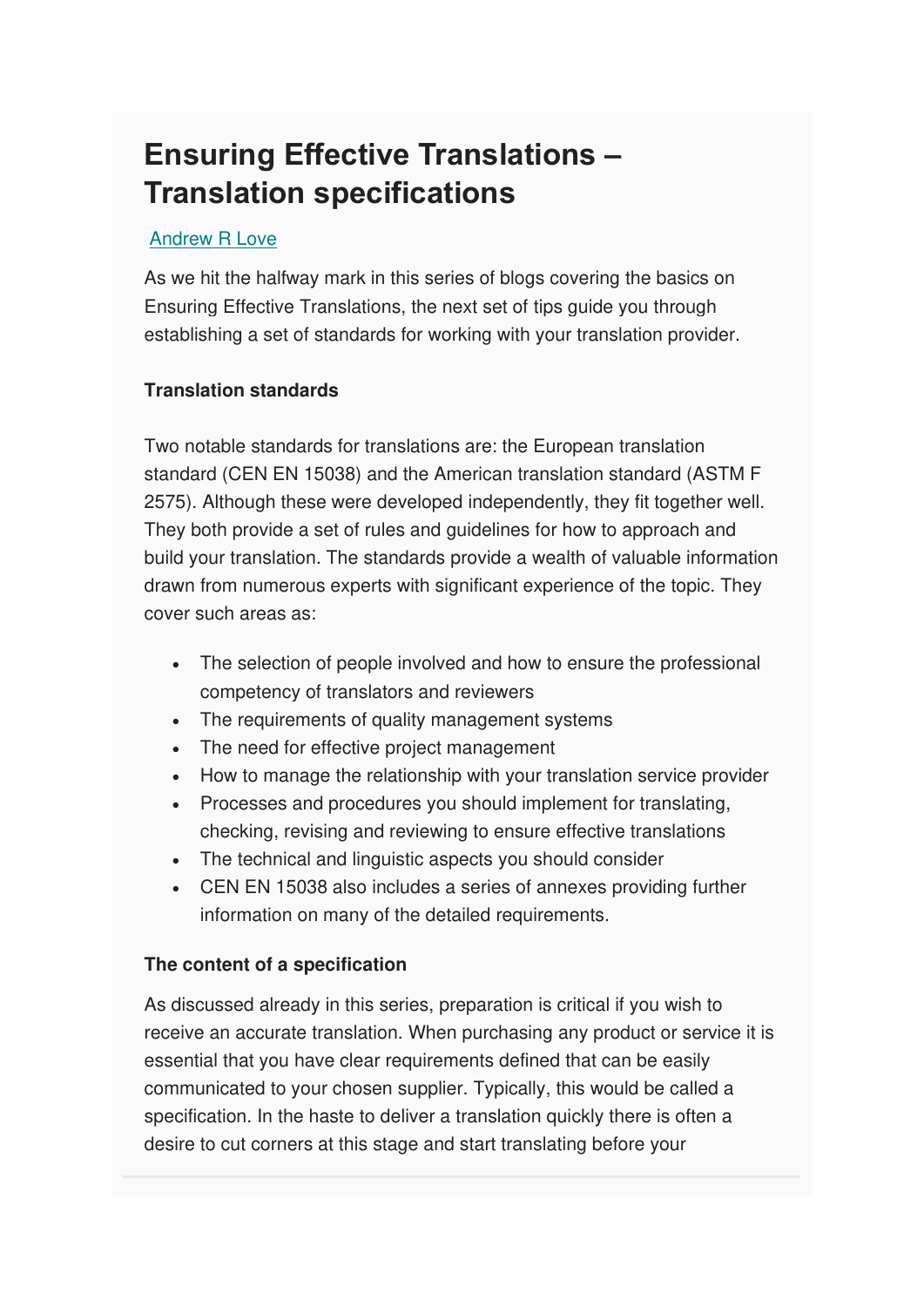# Ensuring Effective Translations – Translation specifications

Andrew R Love

As we hit the halfway mark in this series of blogs covering the basics on Ensuring Effective Translations, the next set of tips guide you through establishing a set of standards for working with your translation provider.

**Translation standards**

Two notable standards for translations are: the European translation standard (CEN EN 15038) and the American translation standard (ASTM F 2575). Although these were developed independently, they fit together well. They both provide a set of rules and guidelines for how to approach and build your translation. The standards provide a wealth of valuable information drawn from numerous experts with significant experience of the topic. They cover such areas as:

- The selection of people involved and how to ensure the professional competency of translators and reviewers
- The requirements of quality management systems
- The need for effective project management
- How to manage the relationship with your translation service provider
- Processes and procedures you should implement for translating, checking, revising and reviewing to ensure effective translations
- The technical and linguistic aspects you should consider
- CEN EN 15038 also includes a series of annexes providing further information on many of the detailed requirements.

**The content of a specification**

As discussed already in this series, preparation is critical if you wish to receive an accurate translation. When purchasing any product or service it is essential that you have clear requirements defined that can be easily communicated to your chosen supplier. Typically, this would be called a specification. In the haste to deliver a translation quickly there is often a desire to cut corners at this stage and start translating before your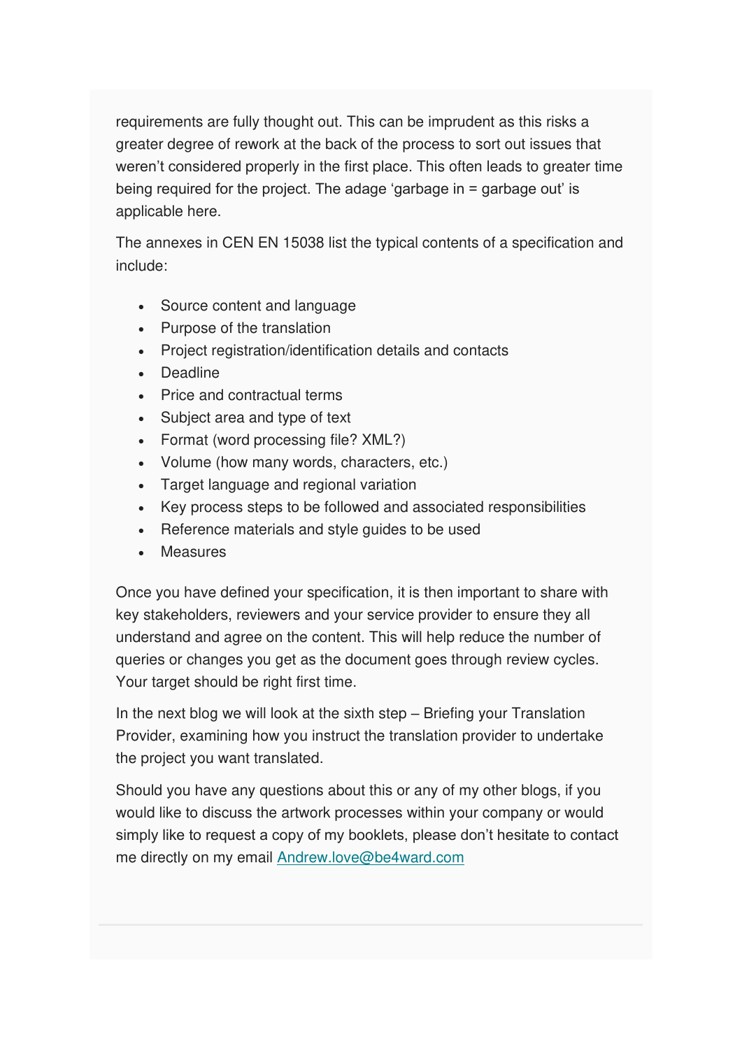requirements are fully thought out. This can be imprudent as this risks a greater degree of rework at the back of the process to sort out issues that weren't considered properly in the first place. This often leads to greater time being required for the project. The adage 'garbage in = garbage out' is applicable here.

The annexes in CEN EN 15038 list the typical contents of a specification and include:

- Source content and language
- Purpose of the translation
- Project registration/identification details and contacts
- Deadline
- Price and contractual terms
- Subject area and type of text
- Format (word processing file? XML?)
- Volume (how many words, characters, etc.)
- Target language and regional variation
- Key process steps to be followed and associated responsibilities
- Reference materials and style guides to be used
- Measures

Once you have defined your specification, it is then important to share with key stakeholders, reviewers and your service provider to ensure they all understand and agree on the content. This will help reduce the number of queries or changes you get as the document goes through review cycles. Your target should be right first time.

In the next blog we will look at the sixth step – Briefing your Translation Provider, examining how you instruct the translation provider to undertake the project you want translated.

Should you have any questions about this or any of my other blogs, if you would like to discuss the artwork processes within your company or would simply like to request a copy of my booklets, please don't hesitate to contact me directly on my email [Andrew.love@be4ward.com](mailto:Andrew.love@be4ward.com)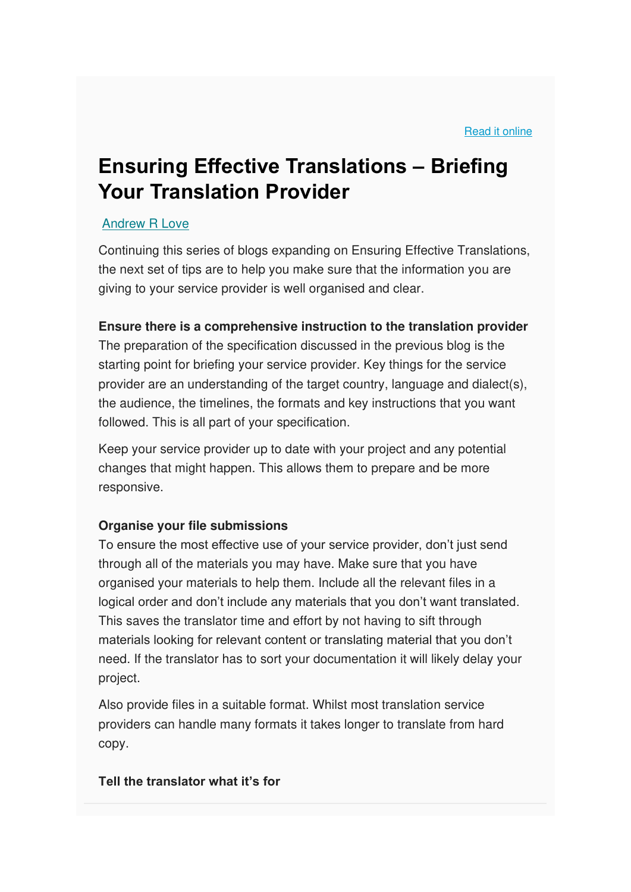[Read it online]

# Ensuring Effective Translations – Briefing Your Translation Provider

[Andrew R Love]

Continuing this series of blogs expanding on Ensuring Effective Translations, the next set of tips are to help you make sure that the information you are giving to your service provider is well organised and clear.

**Ensure there is a comprehensive instruction to the translation provider**

The preparation of the specification discussed in the previous blog is the starting point for briefing your service provider. Key things for the service provider are an understanding of the target country, language and dialect(s), the audience, the timelines, the formats and key instructions that you want followed. This is all part of your specification.

Keep your service provider up to date with your project and any potential changes that might happen. This allows them to prepare and be more responsive.

**Organise your file submissions**

To ensure the most effective use of your service provider, don't just send through all of the materials you may have. Make sure that you have organised your materials to help them. Include all the relevant files in a logical order and don't include any materials that you don't want translated. This saves the translator time and effort by not having to sift through materials looking for relevant content or translating material that you don't need. If the translator has to sort your documentation it will likely delay your project.

Also provide files in a suitable format. Whilst most translation service providers can handle many formats it takes longer to translate from hard copy.

**Tell the translator what it's for**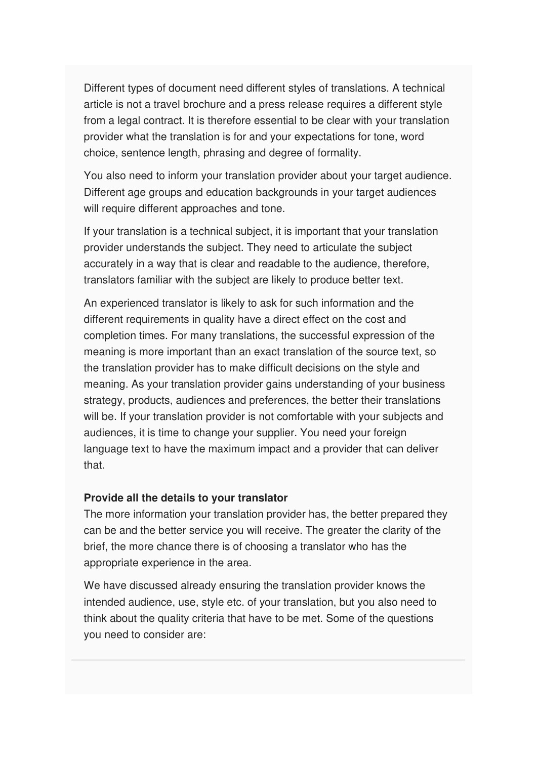Different types of document need different styles of translations. A technical article is not a travel brochure and a press release requires a different style from a legal contract. It is therefore essential to be clear with your translation provider what the translation is for and your expectations for tone, word choice, sentence length, phrasing and degree of formality.

You also need to inform your translation provider about your target audience. Different age groups and education backgrounds in your target audiences will require different approaches and tone.

If your translation is a technical subject, it is important that your translation provider understands the subject. They need to articulate the subject accurately in a way that is clear and readable to the audience, therefore, translators familiar with the subject are likely to produce better text.

An experienced translator is likely to ask for such information and the different requirements in quality have a direct effect on the cost and completion times. For many translations, the successful expression of the meaning is more important than an exact translation of the source text, so the translation provider has to make difficult decisions on the style and meaning. As your translation provider gains understanding of your business strategy, products, audiences and preferences, the better their translations will be. If your translation provider is not comfortable with your subjects and audiences, it is time to change your supplier. You need your foreign language text to have the maximum impact and a provider that can deliver that.

**Provide all the details to your translator**

The more information your translation provider has, the better prepared they can be and the better service you will receive. The greater the clarity of the brief, the more chance there is of choosing a translator who has the appropriate experience in the area.

We have discussed already ensuring the translation provider knows the intended audience, use, style etc. of your translation, but you also need to think about the quality criteria that have to be met. Some of the questions you need to consider are: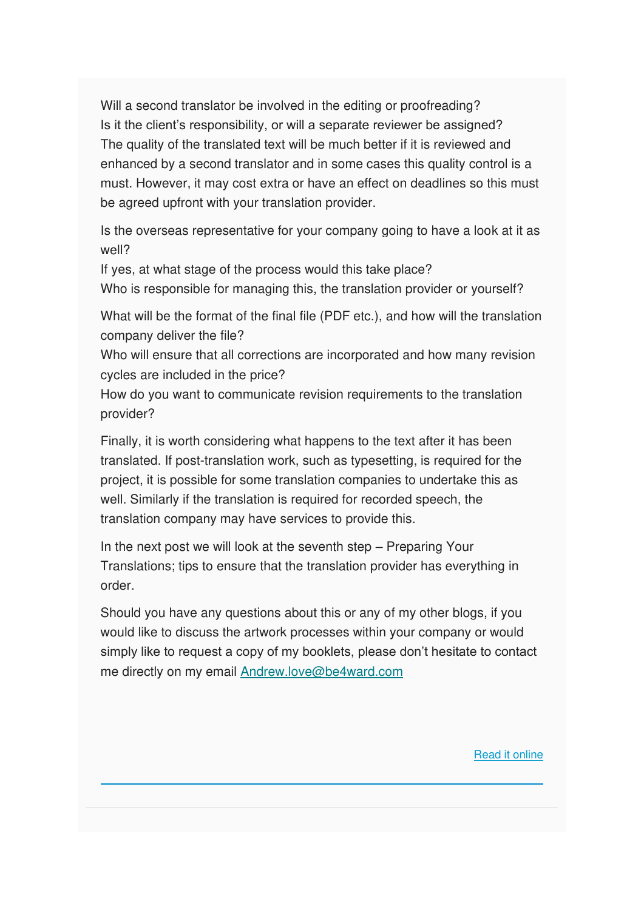Will a second translator be involved in the editing or proofreading?
Is it the client's responsibility, or will a separate reviewer be assigned?
The quality of the translated text will be much better if it is reviewed and enhanced by a second translator and in some cases this quality control is a must. However, it may cost extra or have an effect on deadlines so this must be agreed upfront with your translation provider.

Is the overseas representative for your company going to have a look at it as well?
If yes, at what stage of the process would this take place?
Who is responsible for managing this, the translation provider or yourself?

What will be the format of the final file (PDF etc.), and how will the translation company deliver the file?
Who will ensure that all corrections are incorporated and how many revision cycles are included in the price?
How do you want to communicate revision requirements to the translation provider?

Finally, it is worth considering what happens to the text after it has been translated. If post-translation work, such as typesetting, is required for the project, it is possible for some translation companies to undertake this as well. Similarly if the translation is required for recorded speech, the translation company may have services to provide this.

In the next post we will look at the seventh step – Preparing Your Translations; tips to ensure that the translation provider has everything in order.

Should you have any questions about this or any of my other blogs, if you would like to discuss the artwork processes within your company or would simply like to request a copy of my booklets, please don't hesitate to contact me directly on my email [Andrew.love@be4ward.com](mailto:Andrew.love@be4ward.com)

[Read it online]()

---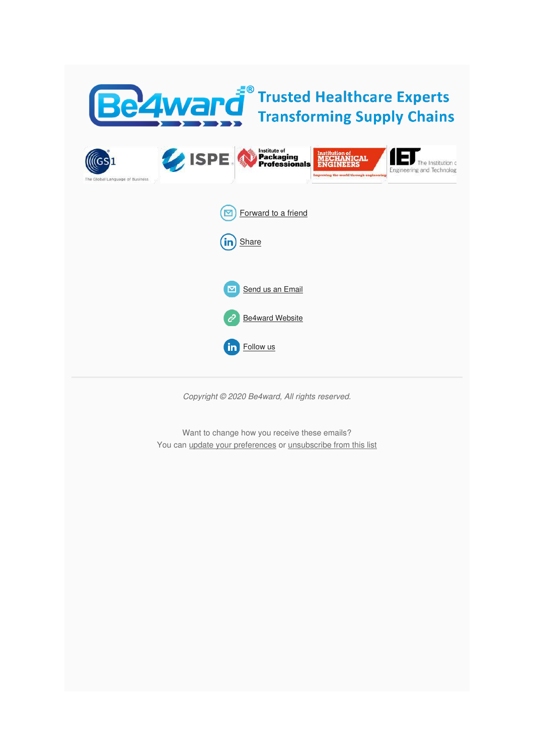Trusted Healthcare Experts
Transforming Supply Chains

Forward to a friend

Share

Send us an Email

Be4ward Website

Follow us

---

*Copyright © 2020 Be4ward, All rights reserved.*

Want to change how you receive these emails?
You can update your preferences or unsubscribe from this list